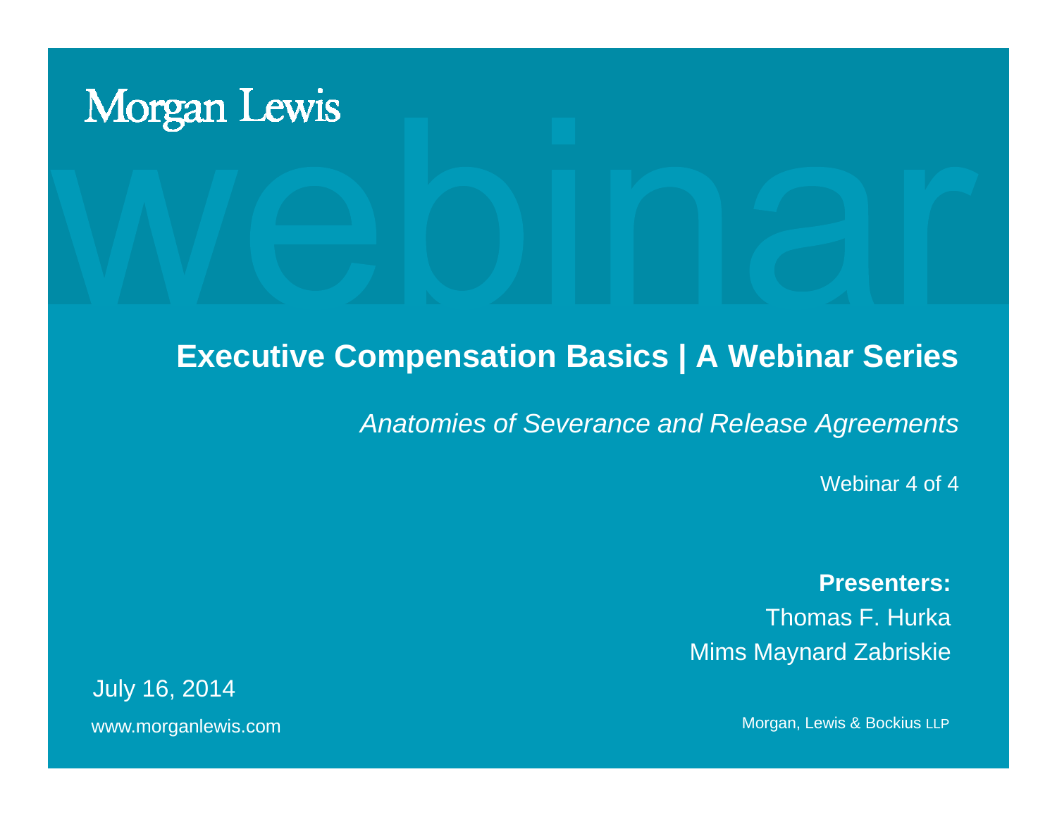Morgan Lewis

webinar

# Executive Compensation Basics | A Webinar Series

*Anatomies of Severance and Release Agreements*

Webinar 4 of 4

**Presenters:**
Thomas F. Hurka
Mims Maynard Zabriskie

July 16, 2014

www.morganlewis.com

Morgan, Lewis & Bockius LLP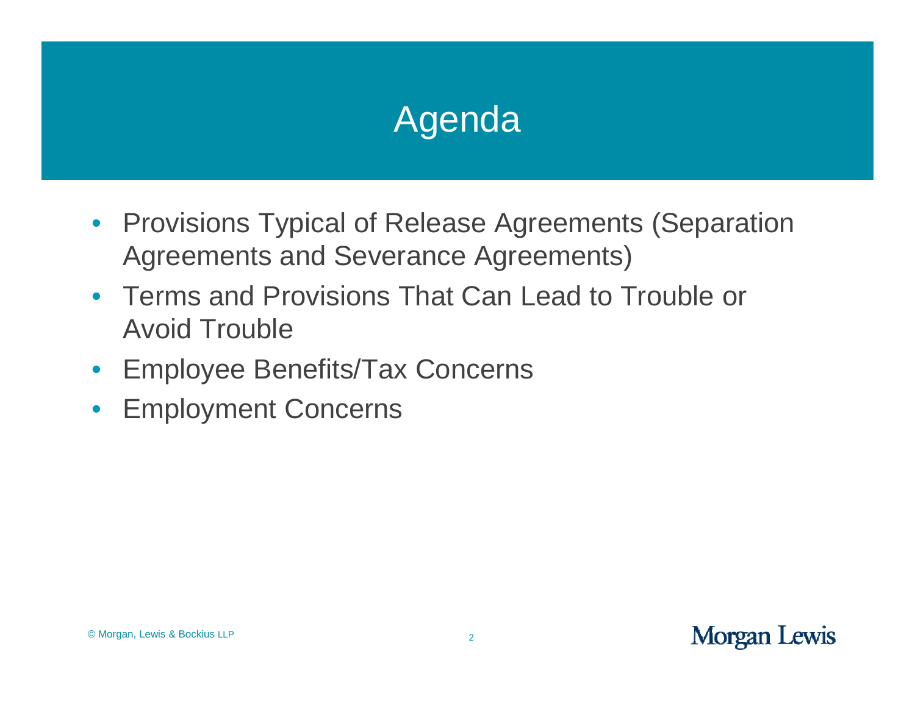# Agenda

- Provisions Typical of Release Agreements (Separation Agreements and Severance Agreements)
- Terms and Provisions That Can Lead to Trouble or Avoid Trouble
- Employee Benefits/Tax Concerns
- Employment Concerns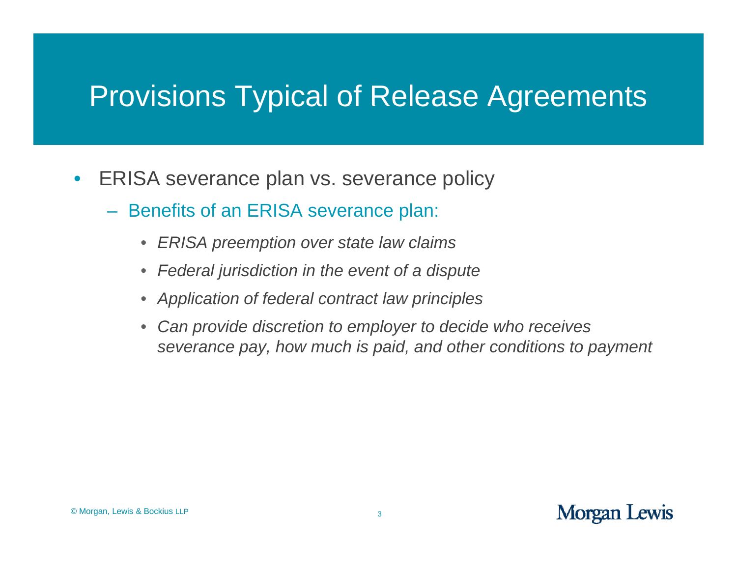# Provisions Typical of Release Agreements

- ERISA severance plan vs. severance policy
  - Benefits of an ERISA severance plan:
    - *ERISA preemption over state law claims*
    - *Federal jurisdiction in the event of a dispute*
    - *Application of federal contract law principles*
    - *Can provide discretion to employer to decide who receives severance pay, how much is paid, and other conditions to payment*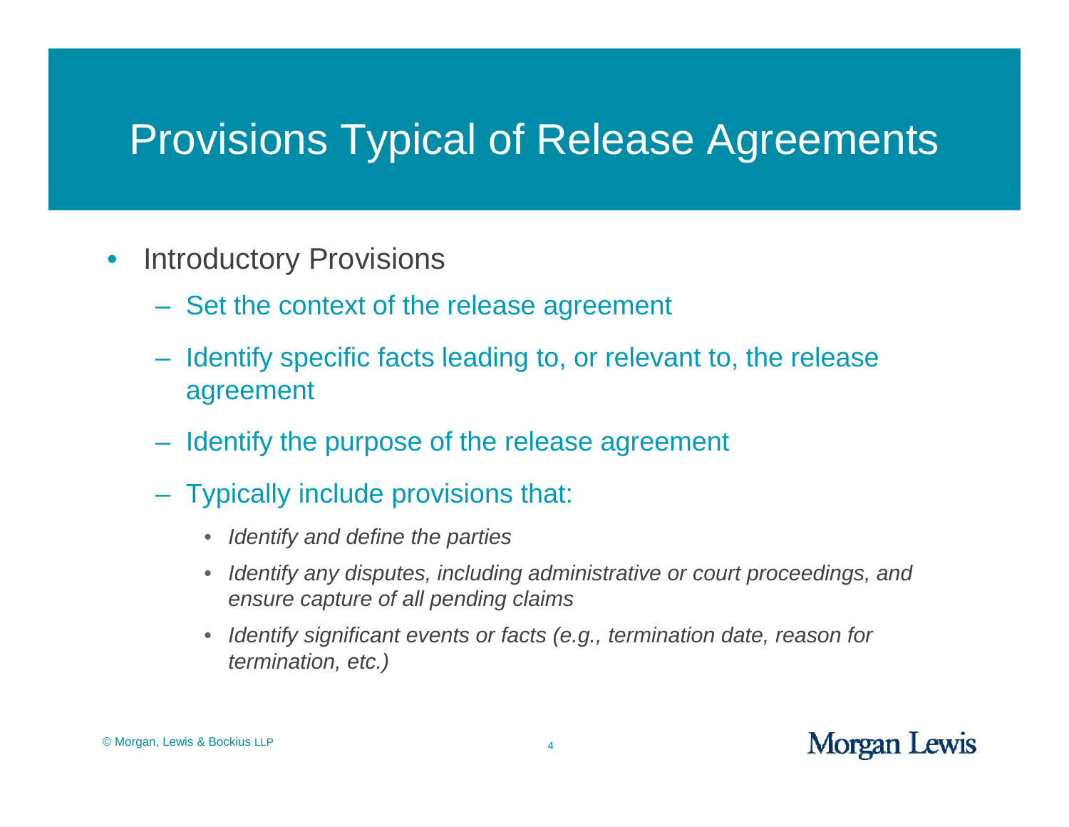# Provisions Typical of Release Agreements

- Introductory Provisions
  - Set the context of the release agreement
  - Identify specific facts leading to, or relevant to, the release agreement
  - Identify the purpose of the release agreement
  - Typically include provisions that:
    - *Identify and define the parties*
    - *Identify any disputes, including administrative or court proceedings, and ensure capture of all pending claims*
    - *Identify significant events or facts (e.g., termination date, reason for termination, etc.)*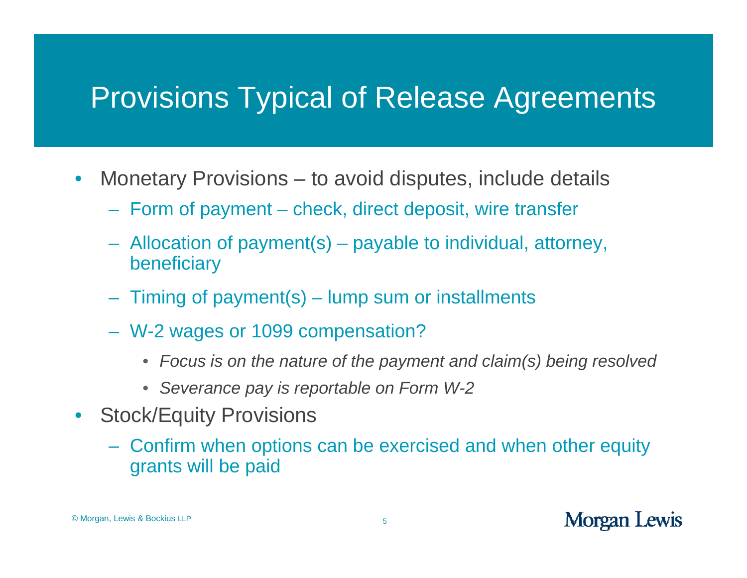# Provisions Typical of Release Agreements

- Monetary Provisions – to avoid disputes, include details
  - Form of payment – check, direct deposit, wire transfer
  - Allocation of payment(s) – payable to individual, attorney, beneficiary
  - Timing of payment(s) – lump sum or installments
  - W-2 wages or 1099 compensation?
    - *Focus is on the nature of the payment and claim(s) being resolved*
    - *Severance pay is reportable on Form W-2*
- Stock/Equity Provisions
  - Confirm when options can be exercised and when other equity grants will be paid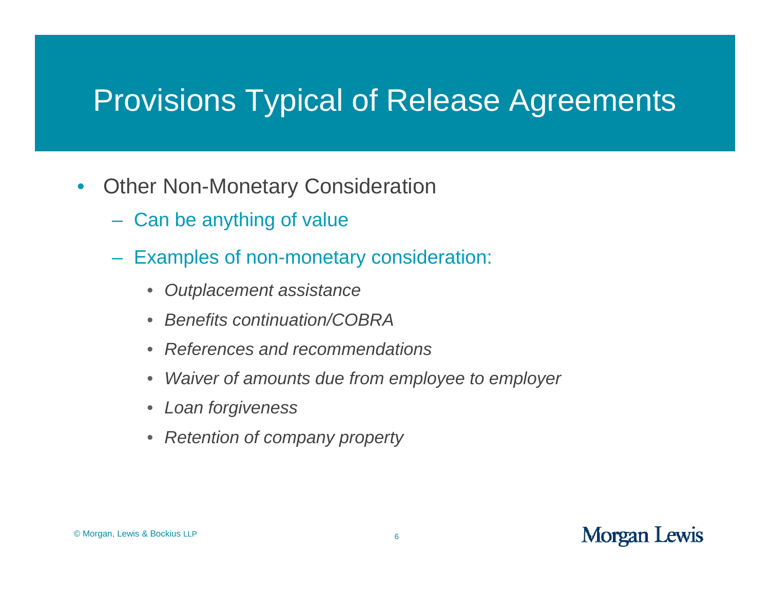# Provisions Typical of Release Agreements

- Other Non-Monetary Consideration
  - Can be anything of value
  - Examples of non-monetary consideration:
    - *Outplacement assistance*
    - *Benefits continuation/COBRA*
    - *References and recommendations*
    - *Waiver of amounts due from employee to employer*
    - *Loan forgiveness*
    - *Retention of company property*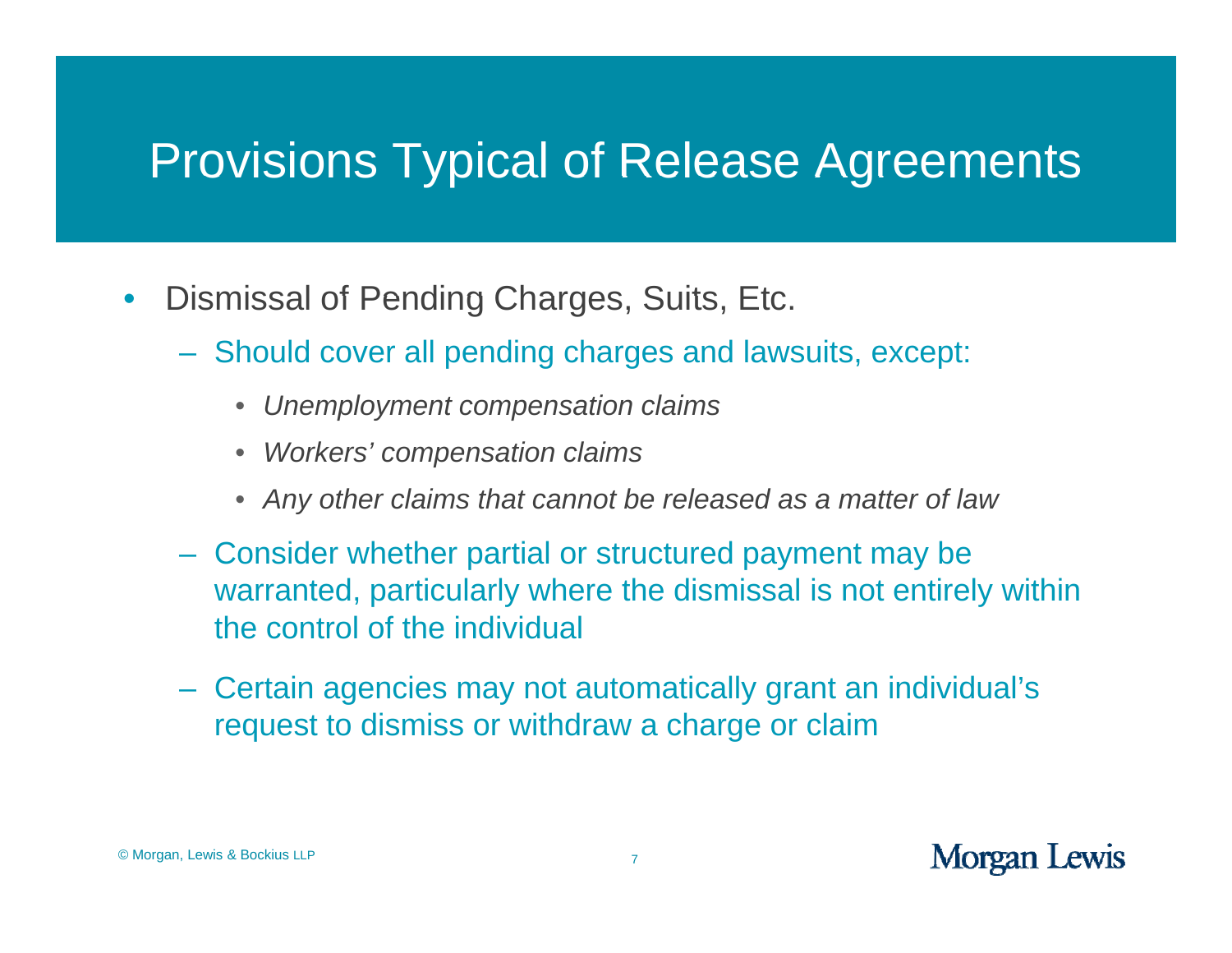# Provisions Typical of Release Agreements

- Dismissal of Pending Charges, Suits, Etc.
  - Should cover all pending charges and lawsuits, except:
    - *Unemployment compensation claims*
    - *Workers' compensation claims*
    - *Any other claims that cannot be released as a matter of law*
  - Consider whether partial or structured payment may be warranted, particularly where the dismissal is not entirely within the control of the individual
  - Certain agencies may not automatically grant an individual's request to dismiss or withdraw a charge or claim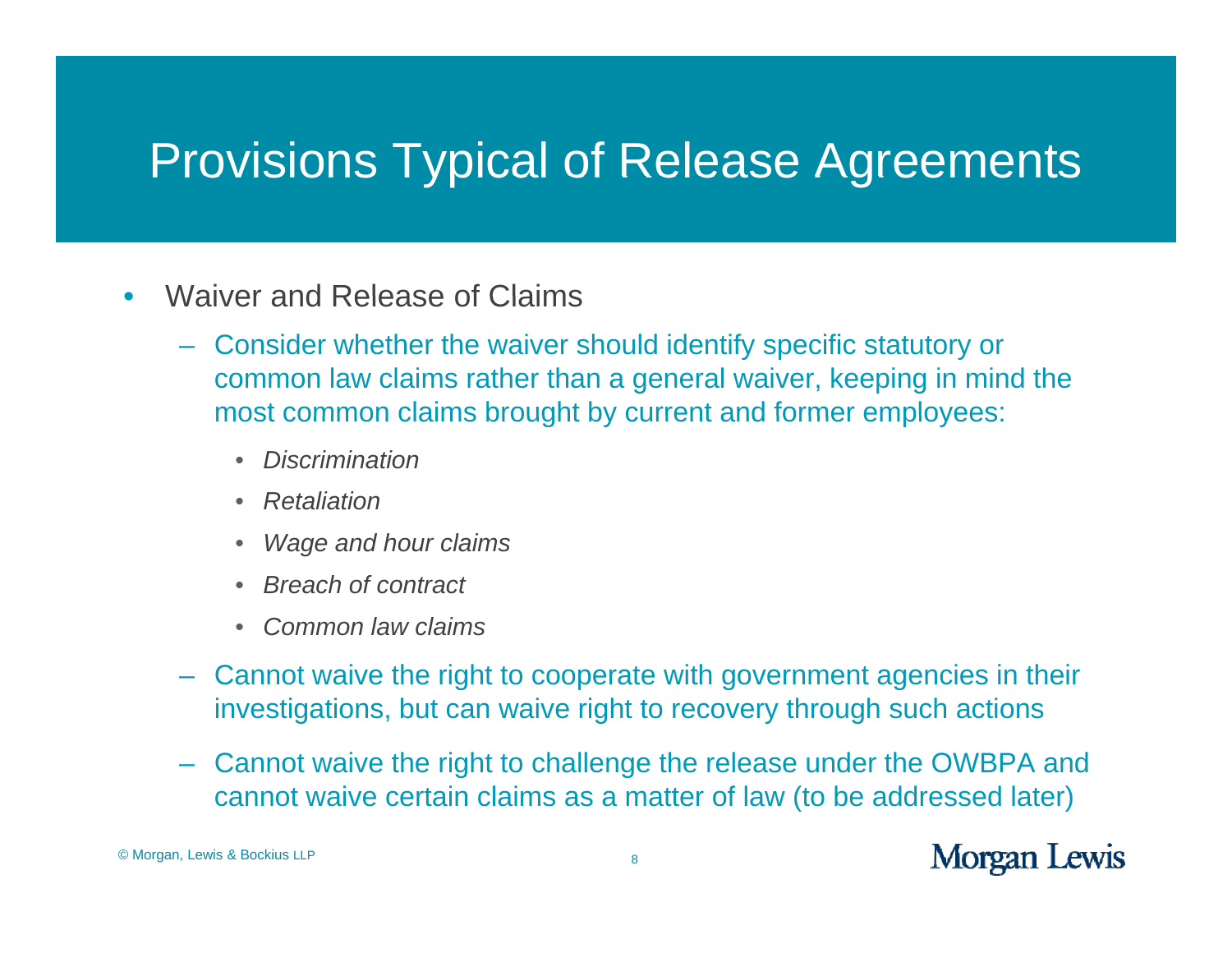# Provisions Typical of Release Agreements

- Waiver and Release of Claims
  - Consider whether the waiver should identify specific statutory or common law claims rather than a general waiver, keeping in mind the most common claims brought by current and former employees:
    - *Discrimination*
    - *Retaliation*
    - *Wage and hour claims*
    - *Breach of contract*
    - *Common law claims*
  - Cannot waive the right to cooperate with government agencies in their investigations, but can waive right to recovery through such actions
  - Cannot waive the right to challenge the release under the OWBPA and cannot waive certain claims as a matter of law (to be addressed later)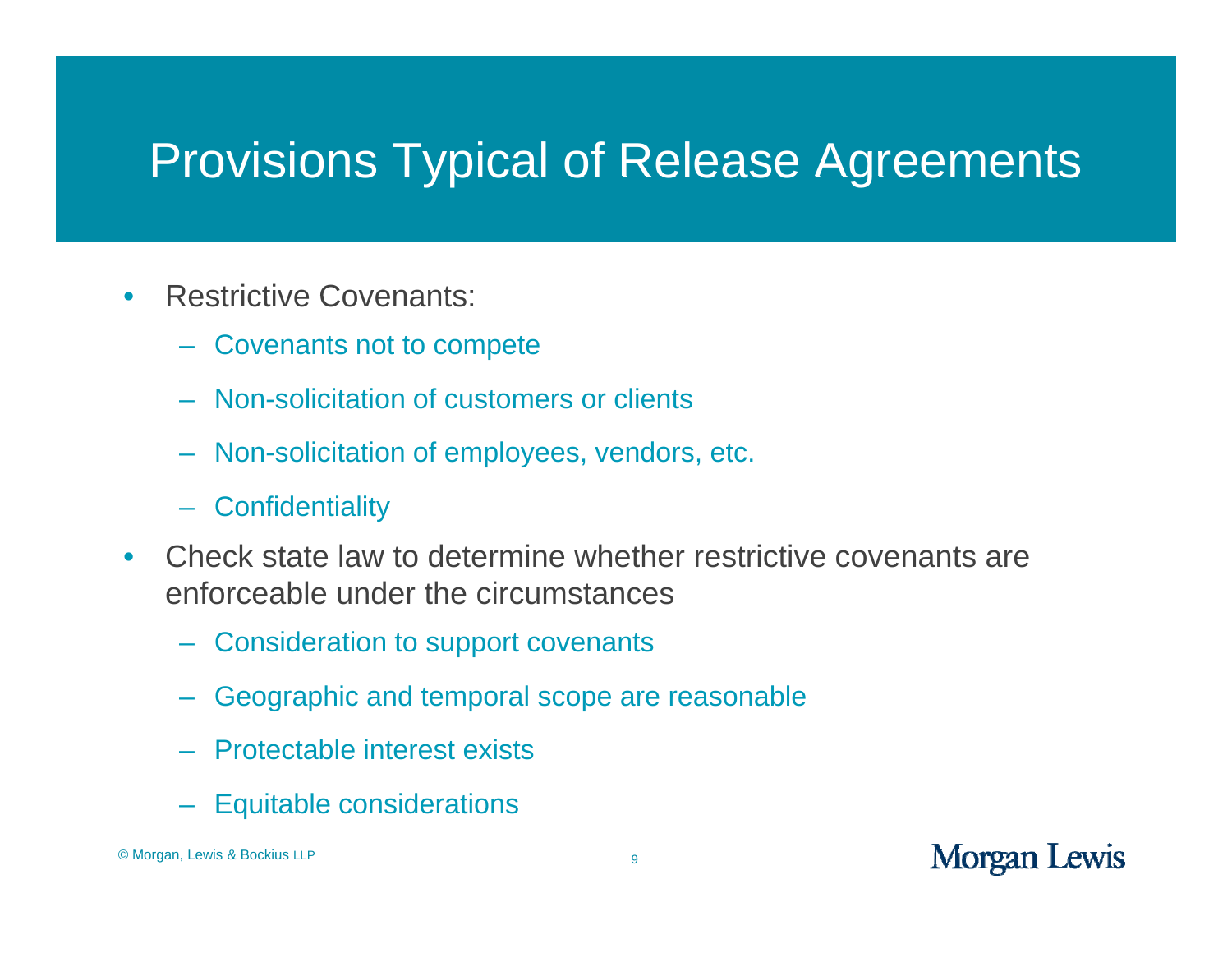# Provisions Typical of Release Agreements

- Restrictive Covenants:
  - Covenants not to compete
  - Non-solicitation of customers or clients
  - Non-solicitation of employees, vendors, etc.
  - Confidentiality
- Check state law to determine whether restrictive covenants are enforceable under the circumstances
  - Consideration to support covenants
  - Geographic and temporal scope are reasonable
  - Protectable interest exists
  - Equitable considerations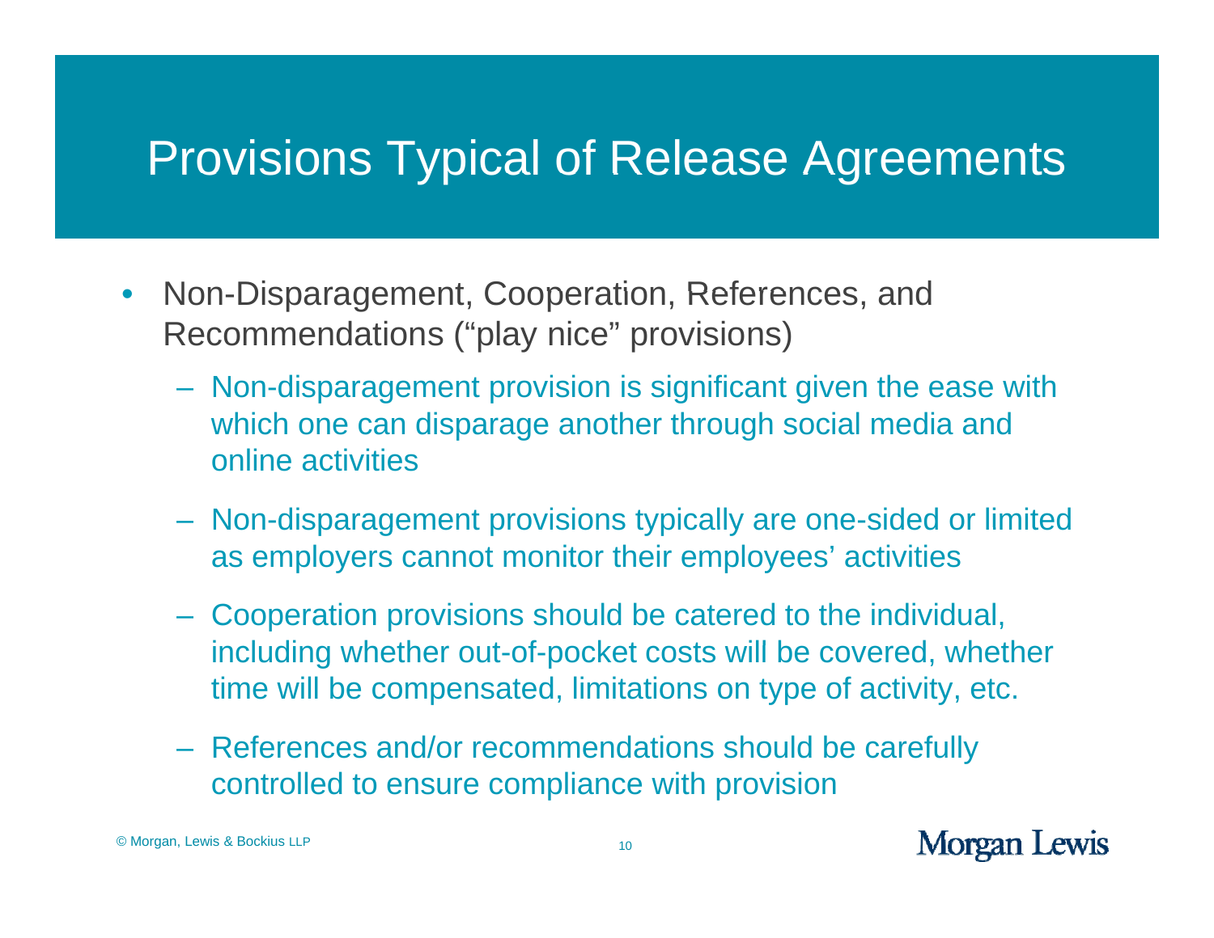# Provisions Typical of Release Agreements

- Non-Disparagement, Cooperation, References, and Recommendations (“play nice” provisions)
  - Non-disparagement provision is significant given the ease with which one can disparage another through social media and online activities
  - Non-disparagement provisions typically are one-sided or limited as employers cannot monitor their employees’ activities
  - Cooperation provisions should be catered to the individual, including whether out-of-pocket costs will be covered, whether time will be compensated, limitations on type of activity, etc.
  - References and/or recommendations should be carefully controlled to ensure compliance with provision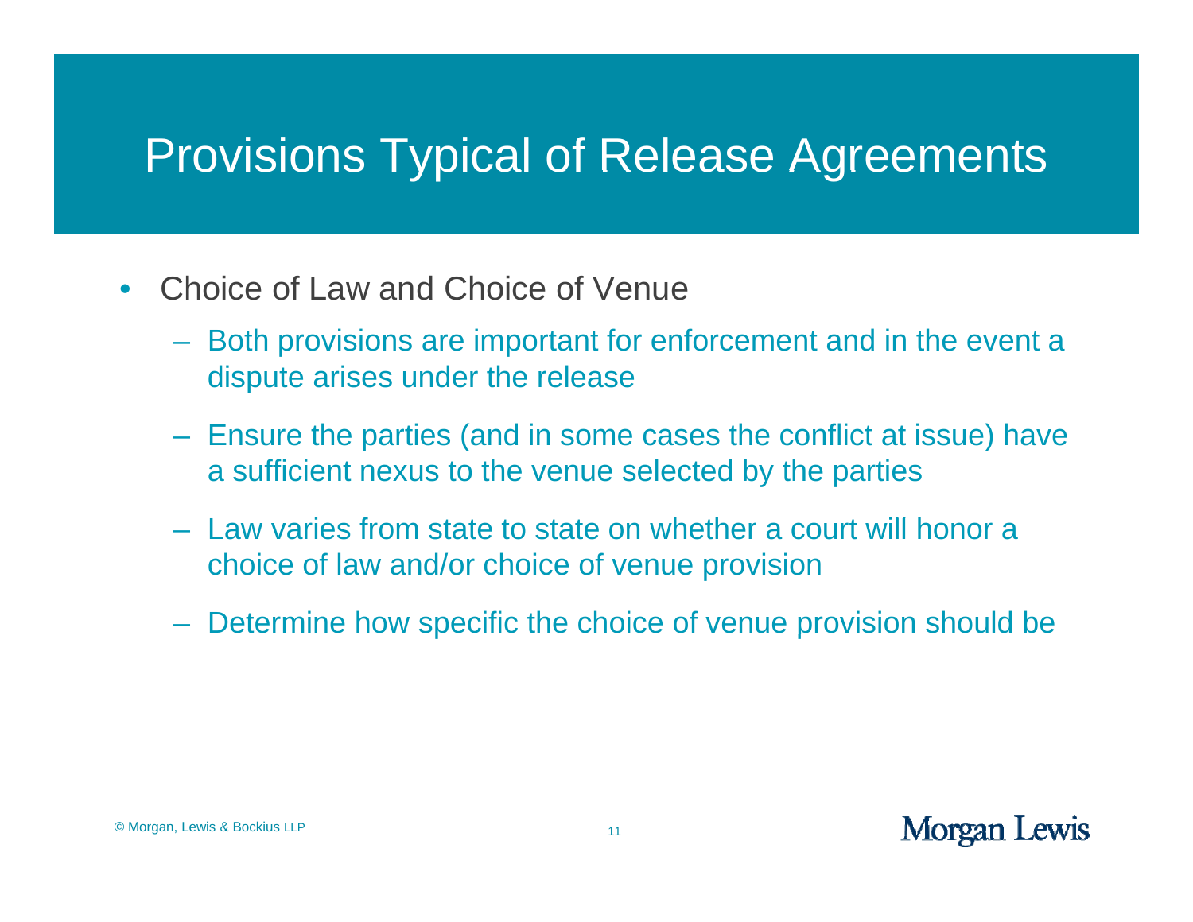# Provisions Typical of Release Agreements

- Choice of Law and Choice of Venue
  - Both provisions are important for enforcement and in the event a dispute arises under the release
  - Ensure the parties (and in some cases the conflict at issue) have a sufficient nexus to the venue selected by the parties
  - Law varies from state to state on whether a court will honor a choice of law and/or choice of venue provision
  - Determine how specific the choice of venue provision should be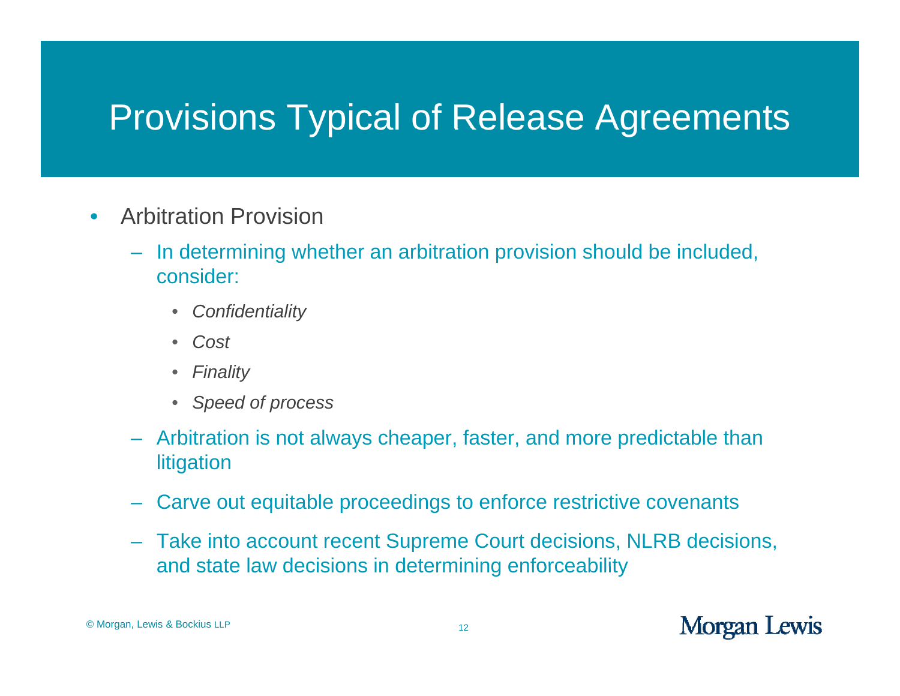# Provisions Typical of Release Agreements

- Arbitration Provision
  - In determining whether an arbitration provision should be included, consider:
    - *Confidentiality*
    - *Cost*
    - *Finality*
    - *Speed of process*
  - Arbitration is not always cheaper, faster, and more predictable than litigation
  - Carve out equitable proceedings to enforce restrictive covenants
  - Take into account recent Supreme Court decisions, NLRB decisions, and state law decisions in determining enforceability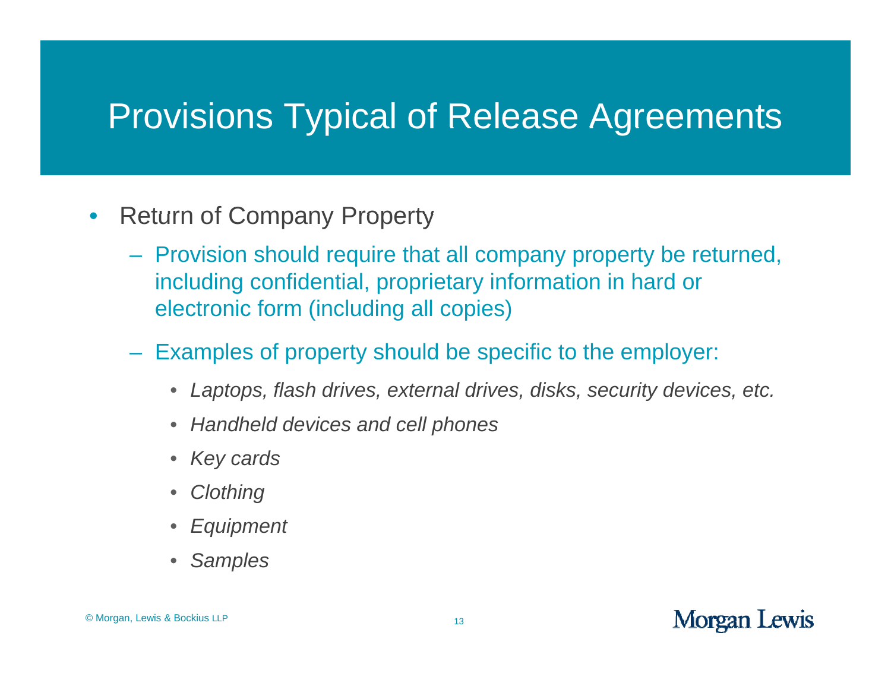# Provisions Typical of Release Agreements

- Return of Company Property
  - Provision should require that all company property be returned, including confidential, proprietary information in hard or electronic form (including all copies)
  - Examples of property should be specific to the employer:
    - *Laptops, flash drives, external drives, disks, security devices, etc.*
    - *Handheld devices and cell phones*
    - *Key cards*
    - *Clothing*
    - *Equipment*
    - *Samples*

© Morgan, Lewis & Bockius LLP

Morgan Lewis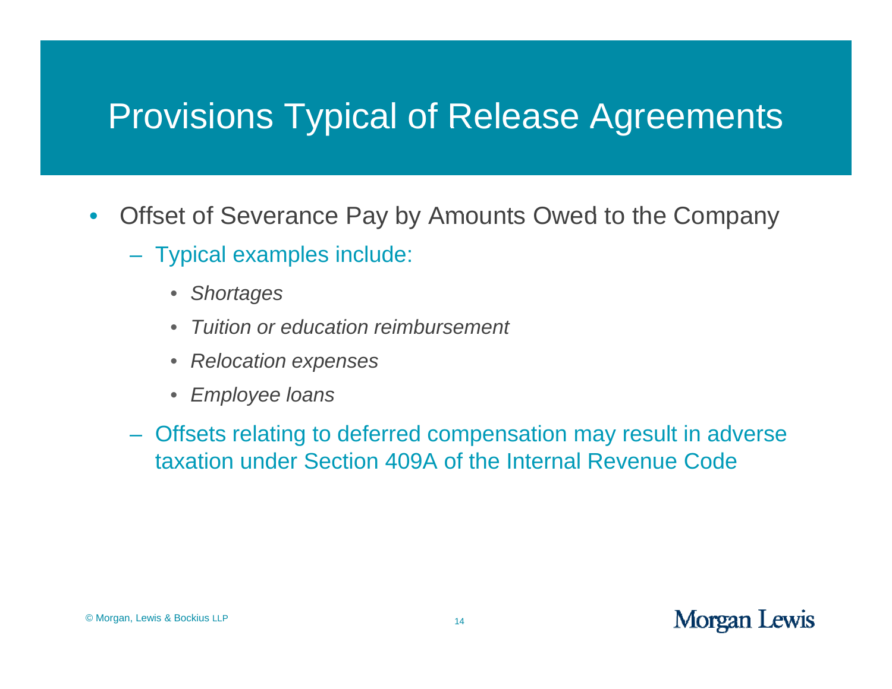# Provisions Typical of Release Agreements

- Offset of Severance Pay by Amounts Owed to the Company
  - Typical examples include:
    - *Shortages*
    - *Tuition or education reimbursement*
    - *Relocation expenses*
    - *Employee loans*
  - Offsets relating to deferred compensation may result in adverse taxation under Section 409A of the Internal Revenue Code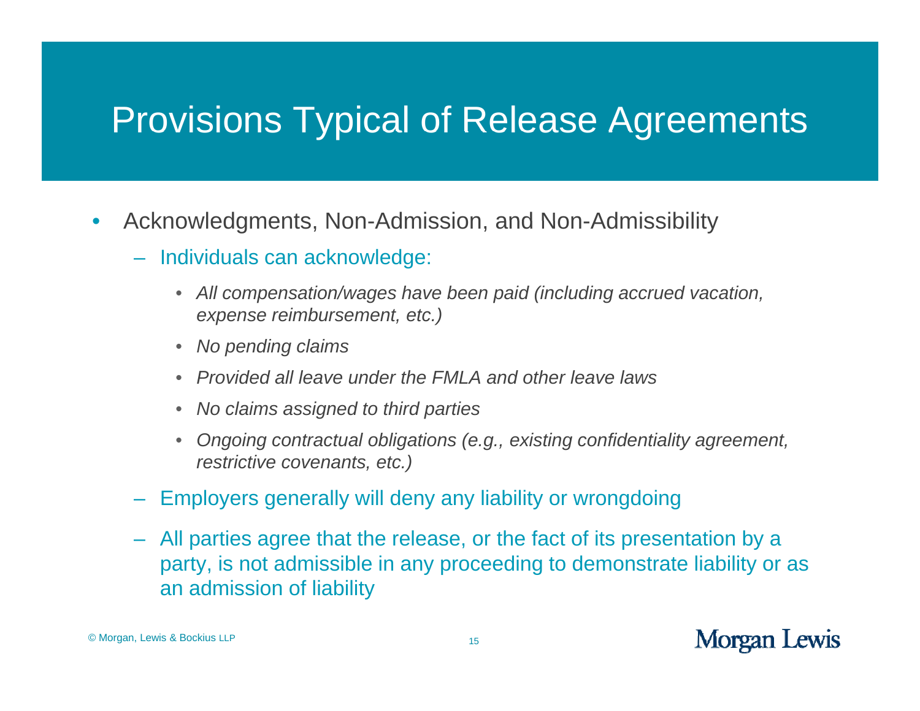# Provisions Typical of Release Agreements

- Acknowledgments, Non-Admission, and Non-Admissibility
  - Individuals can acknowledge:
    - *All compensation/wages have been paid (including accrued vacation, expense reimbursement, etc.)*
    - *No pending claims*
    - *Provided all leave under the FMLA and other leave laws*
    - *No claims assigned to third parties*
    - *Ongoing contractual obligations (e.g., existing confidentiality agreement, restrictive covenants, etc.)*
  - Employers generally will deny any liability or wrongdoing
  - All parties agree that the release, or the fact of its presentation by a party, is not admissible in any proceeding to demonstrate liability or as an admission of liability

© Morgan, Lewis & Bockius LLP

Morgan Lewis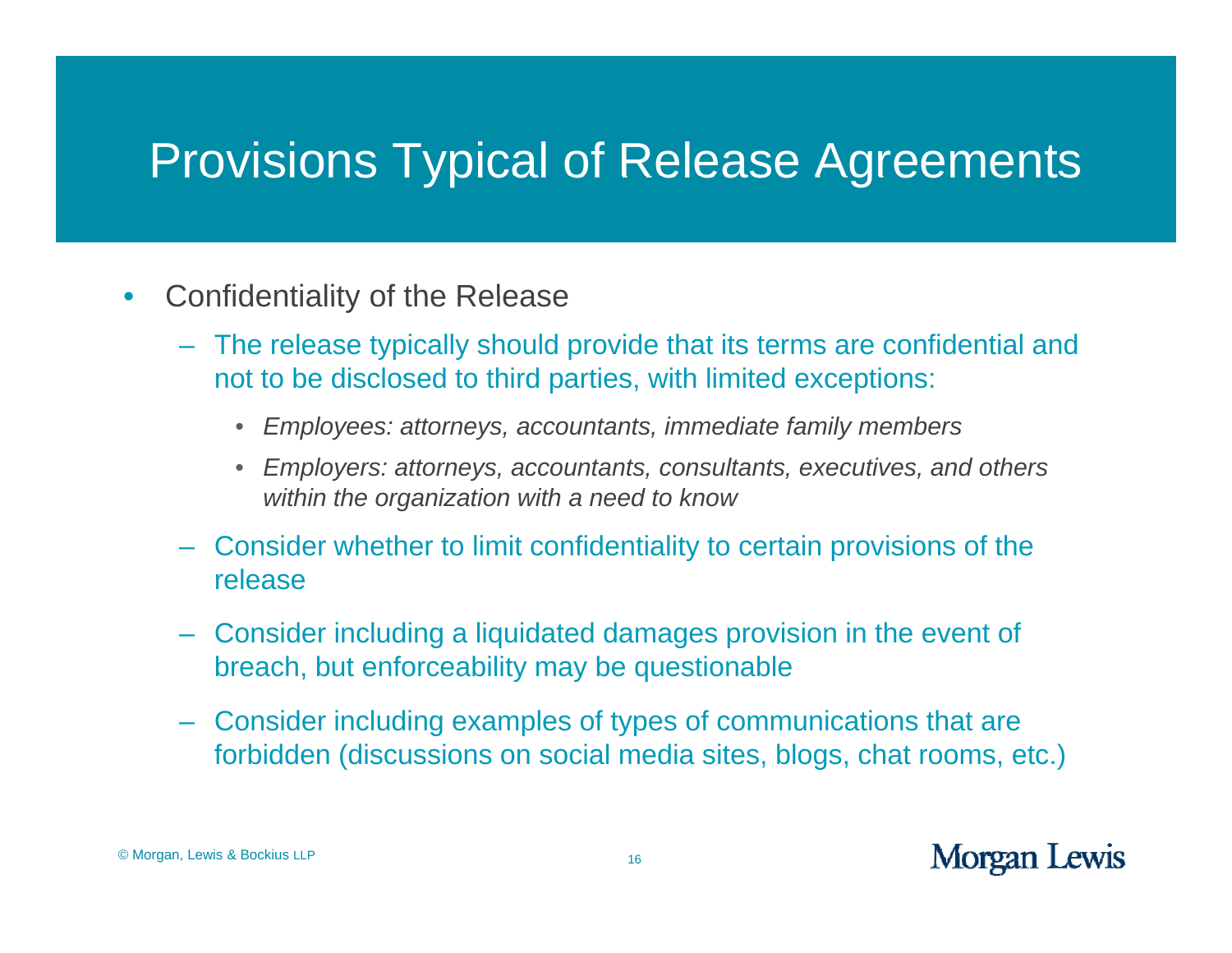# Provisions Typical of Release Agreements

- Confidentiality of the Release
  - The release typically should provide that its terms are confidential and not to be disclosed to third parties, with limited exceptions:
    - *Employees: attorneys, accountants, immediate family members*
    - *Employers: attorneys, accountants, consultants, executives, and others within the organization with a need to know*
  - Consider whether to limit confidentiality to certain provisions of the release
  - Consider including a liquidated damages provision in the event of breach, but enforceability may be questionable
  - Consider including examples of types of communications that are forbidden (discussions on social media sites, blogs, chat rooms, etc.)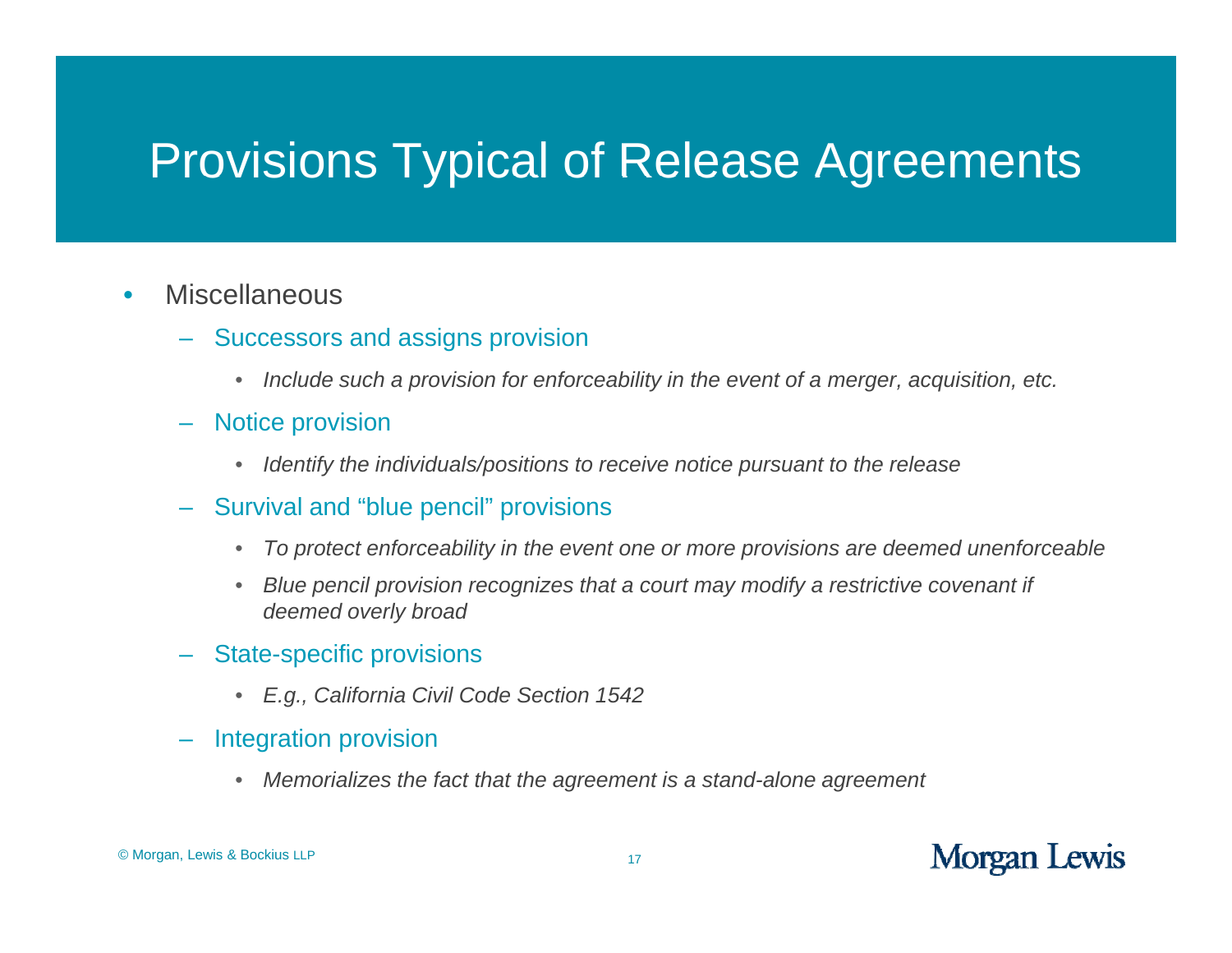# Provisions Typical of Release Agreements

- Miscellaneous
  - Successors and assigns provision
    - *Include such a provision for enforceability in the event of a merger, acquisition, etc.*
  - Notice provision
    - *Identify the individuals/positions to receive notice pursuant to the release*
  - Survival and "blue pencil" provisions
    - *To protect enforceability in the event one or more provisions are deemed unenforceable*
    - *Blue pencil provision recognizes that a court may modify a restrictive covenant if deemed overly broad*
  - State-specific provisions
    - *E.g., California Civil Code Section 1542*
  - Integration provision
    - *Memorializes the fact that the agreement is a stand-alone agreement*

© Morgan, Lewis & Bockius LLP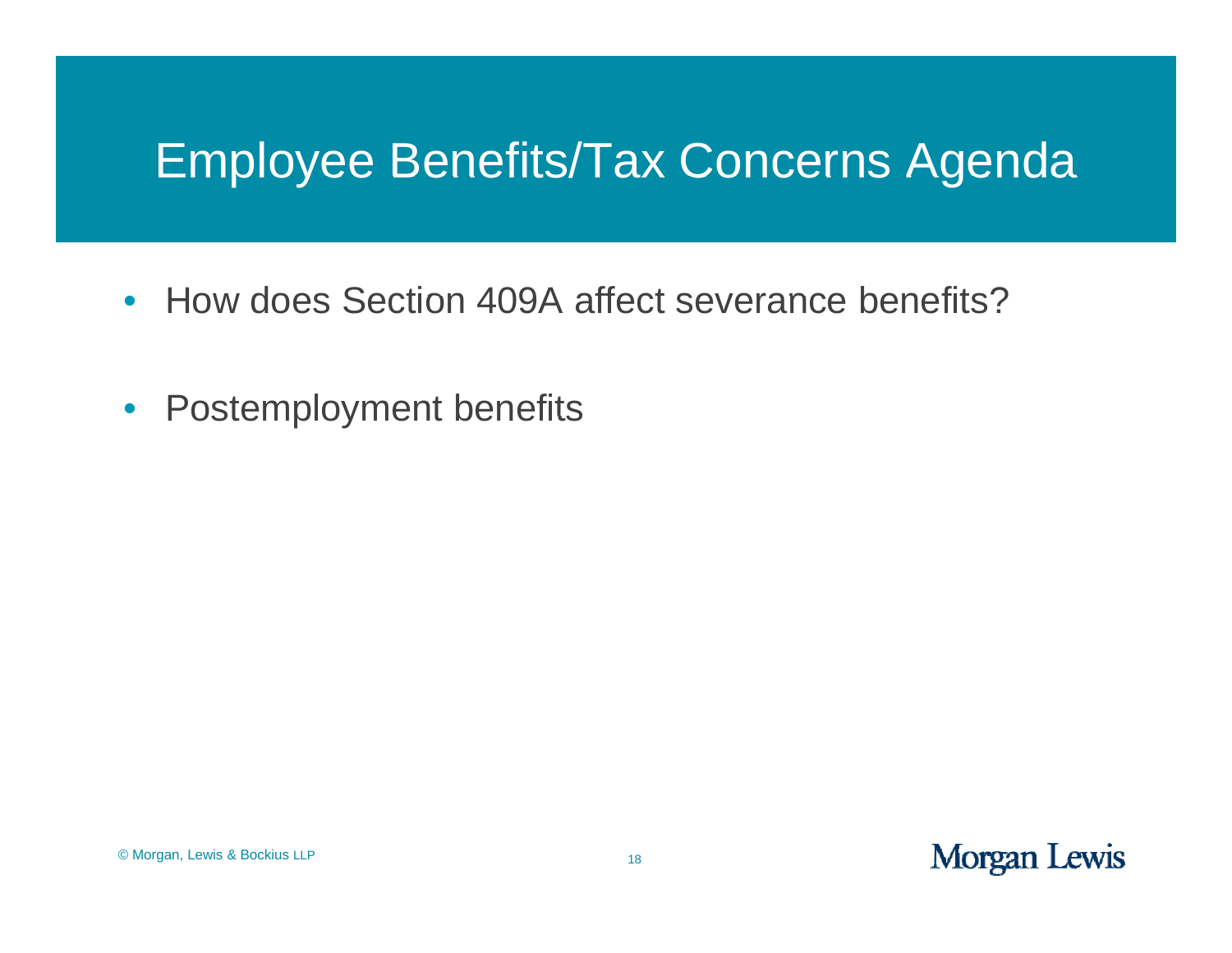# Employee Benefits/Tax Concerns Agenda

- How does Section 409A affect severance benefits?
- Postemployment benefits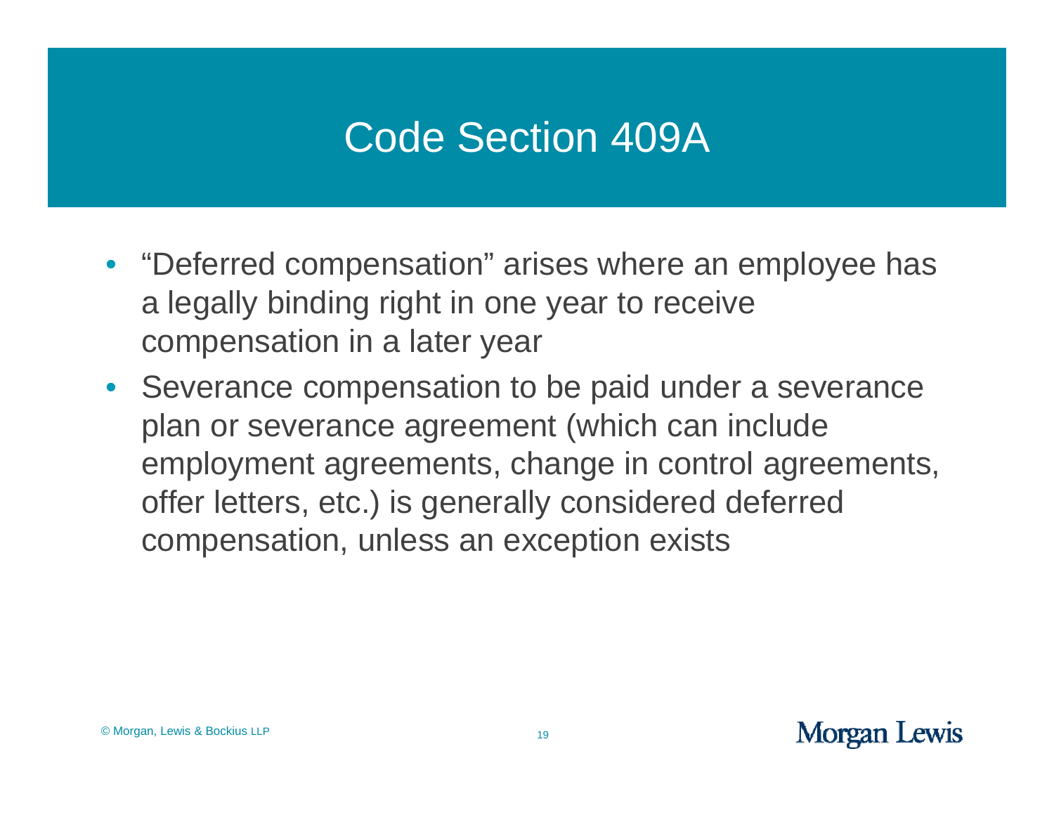# Code Section 409A

- "Deferred compensation" arises where an employee has a legally binding right in one year to receive compensation in a later year
- Severance compensation to be paid under a severance plan or severance agreement (which can include employment agreements, change in control agreements, offer letters, etc.) is generally considered deferred compensation, unless an exception exists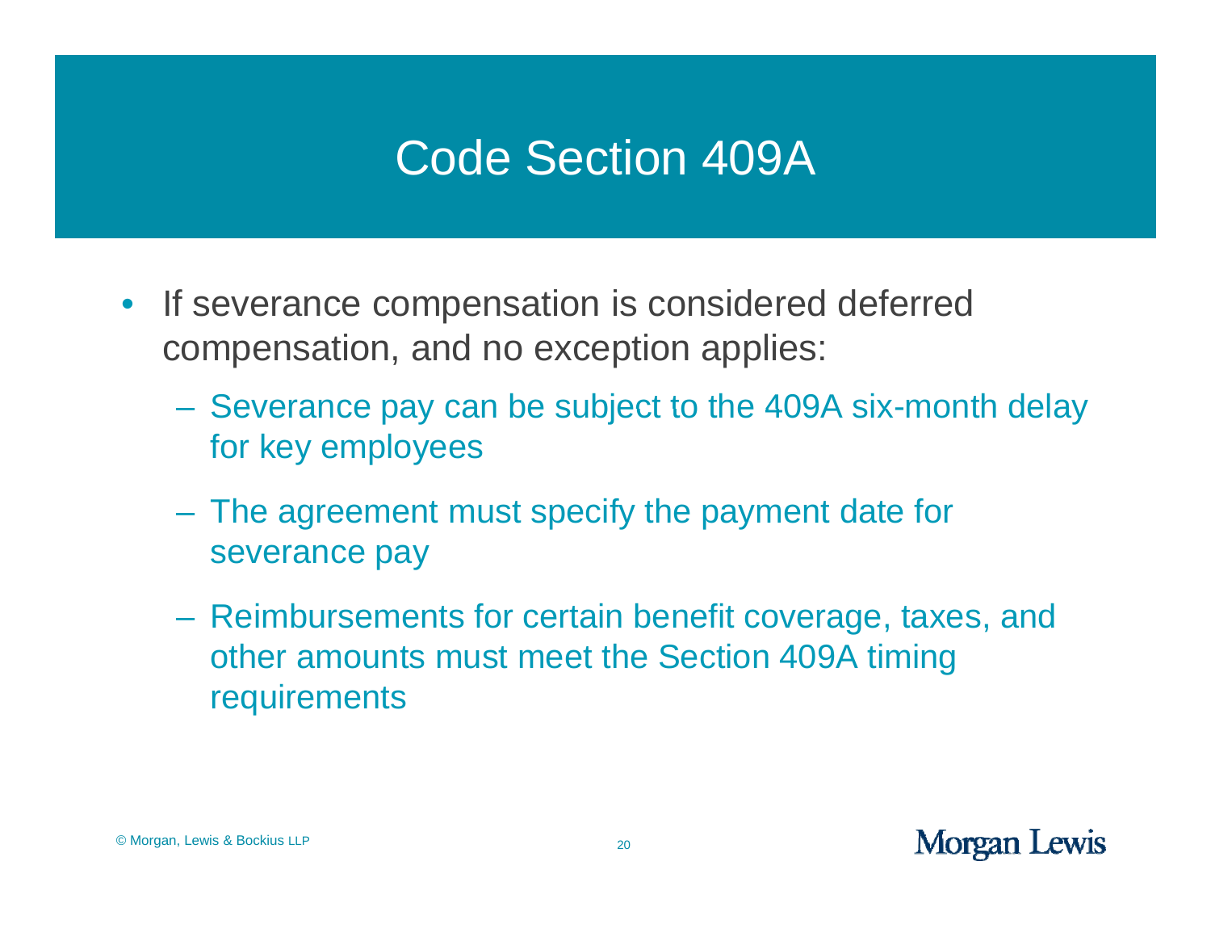# Code Section 409A

- If severance compensation is considered deferred compensation, and no exception applies:
  - Severance pay can be subject to the 409A six-month delay for key employees
  - The agreement must specify the payment date for severance pay
  - Reimbursements for certain benefit coverage, taxes, and other amounts must meet the Section 409A timing requirements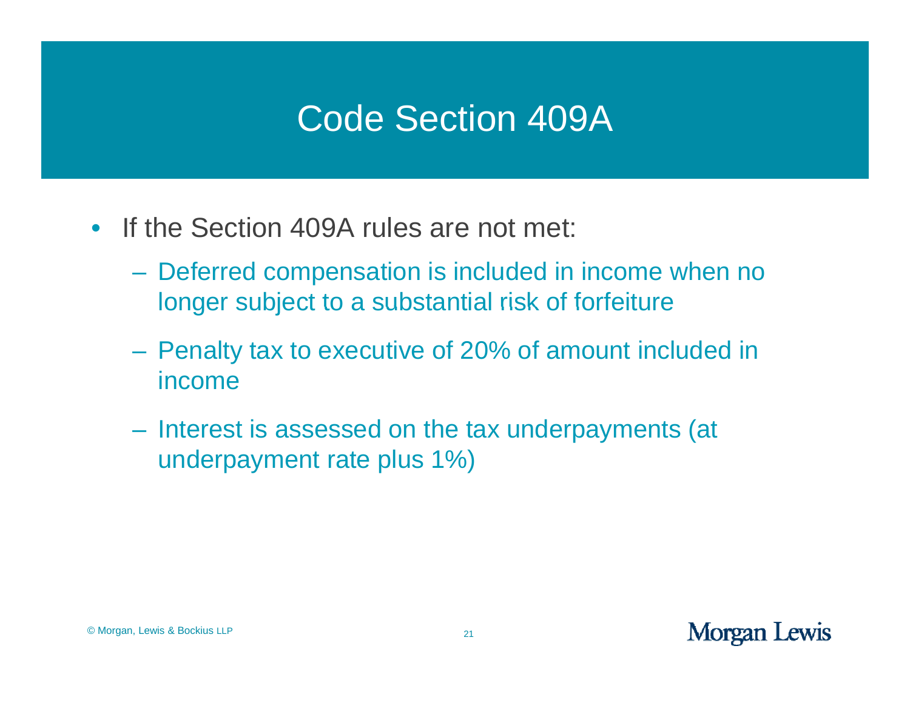# Code Section 409A

- If the Section 409A rules are not met:
  - Deferred compensation is included in income when no longer subject to a substantial risk of forfeiture
  - Penalty tax to executive of 20% of amount included in income
  - Interest is assessed on the tax underpayments (at underpayment rate plus 1%)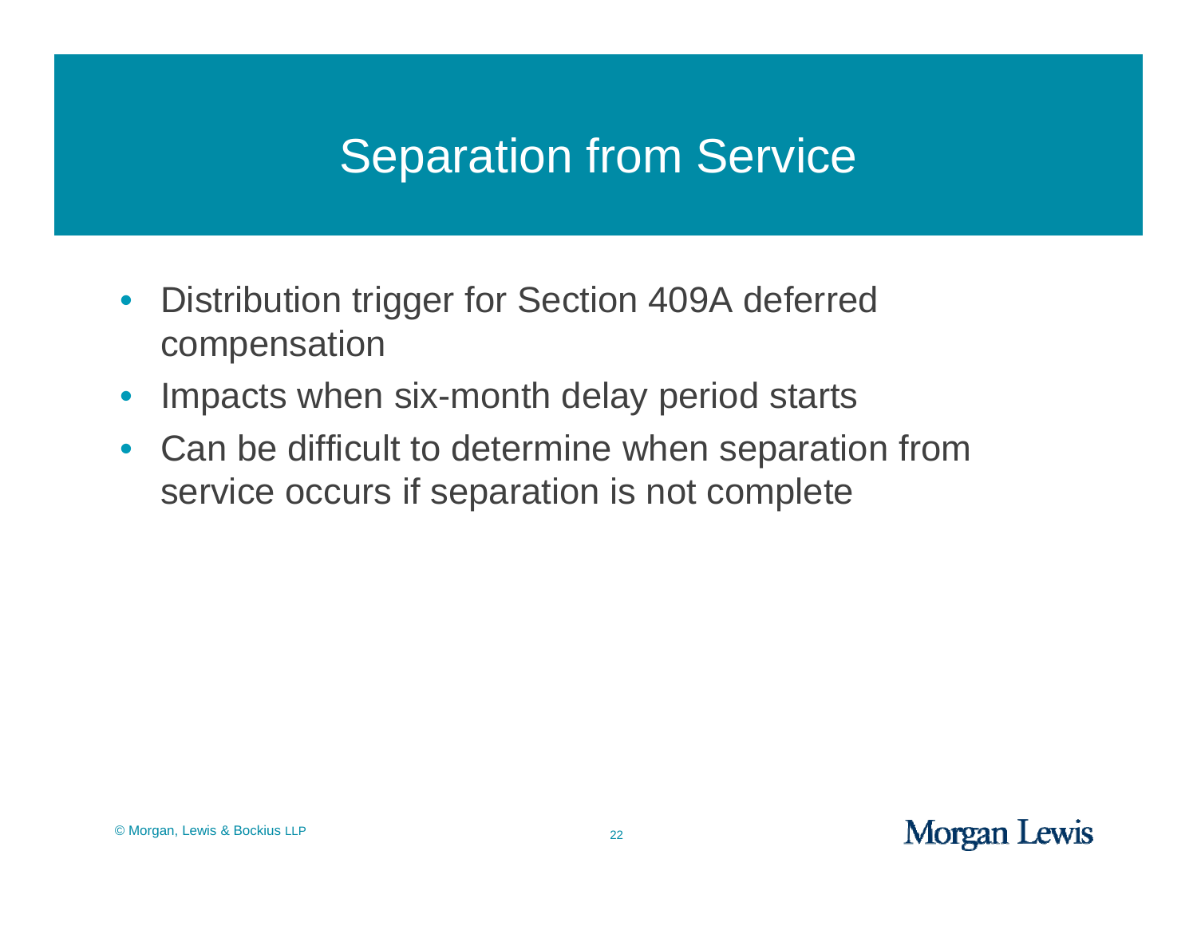# Separation from Service

- Distribution trigger for Section 409A deferred compensation
- Impacts when six-month delay period starts
- Can be difficult to determine when separation from service occurs if separation is not complete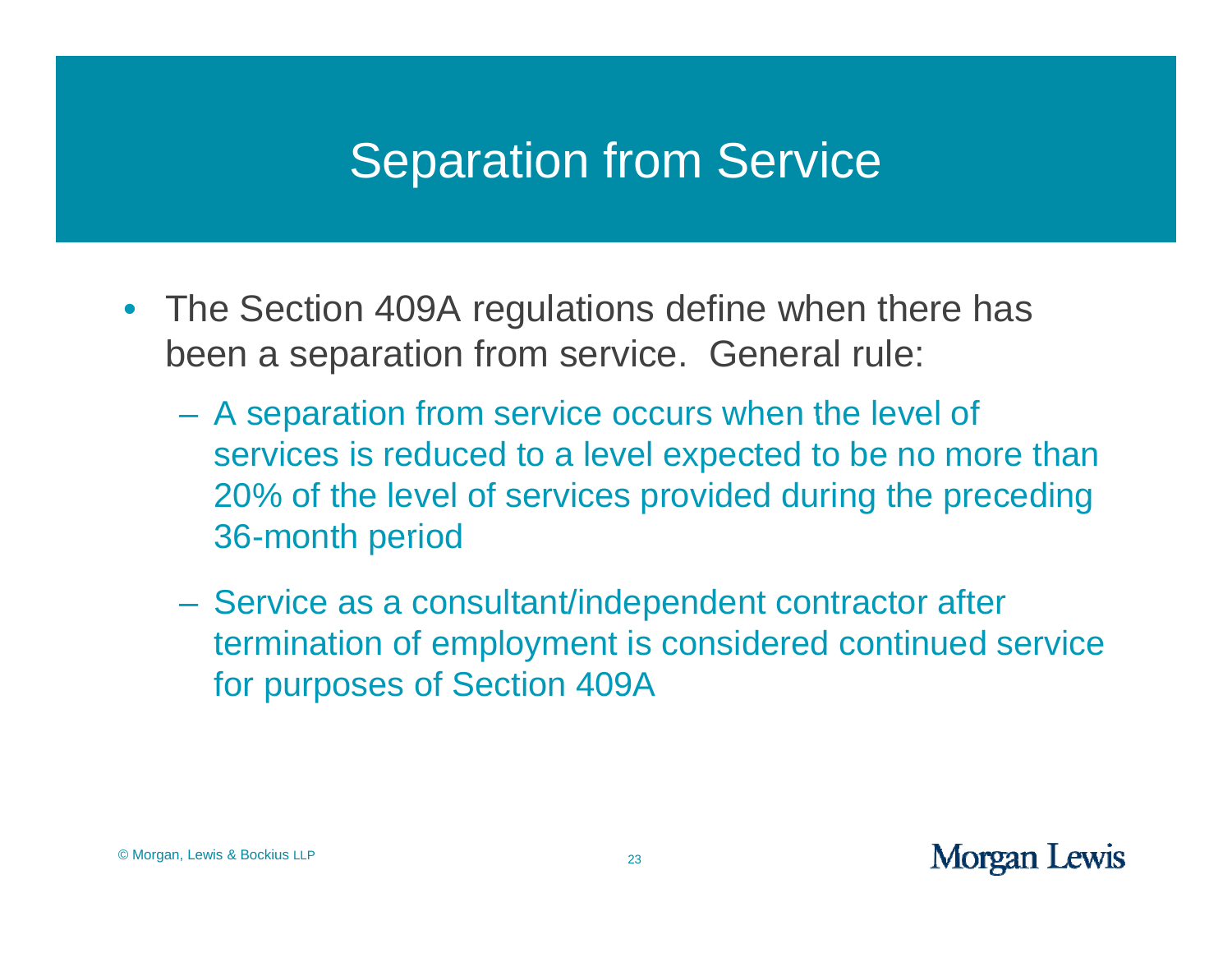# Separation from Service

- The Section 409A regulations define when there has been a separation from service. General rule:
  - A separation from service occurs when the level of services is reduced to a level expected to be no more than 20% of the level of services provided during the preceding 36-month period
  - Service as a consultant/independent contractor after termination of employment is considered continued service for purposes of Section 409A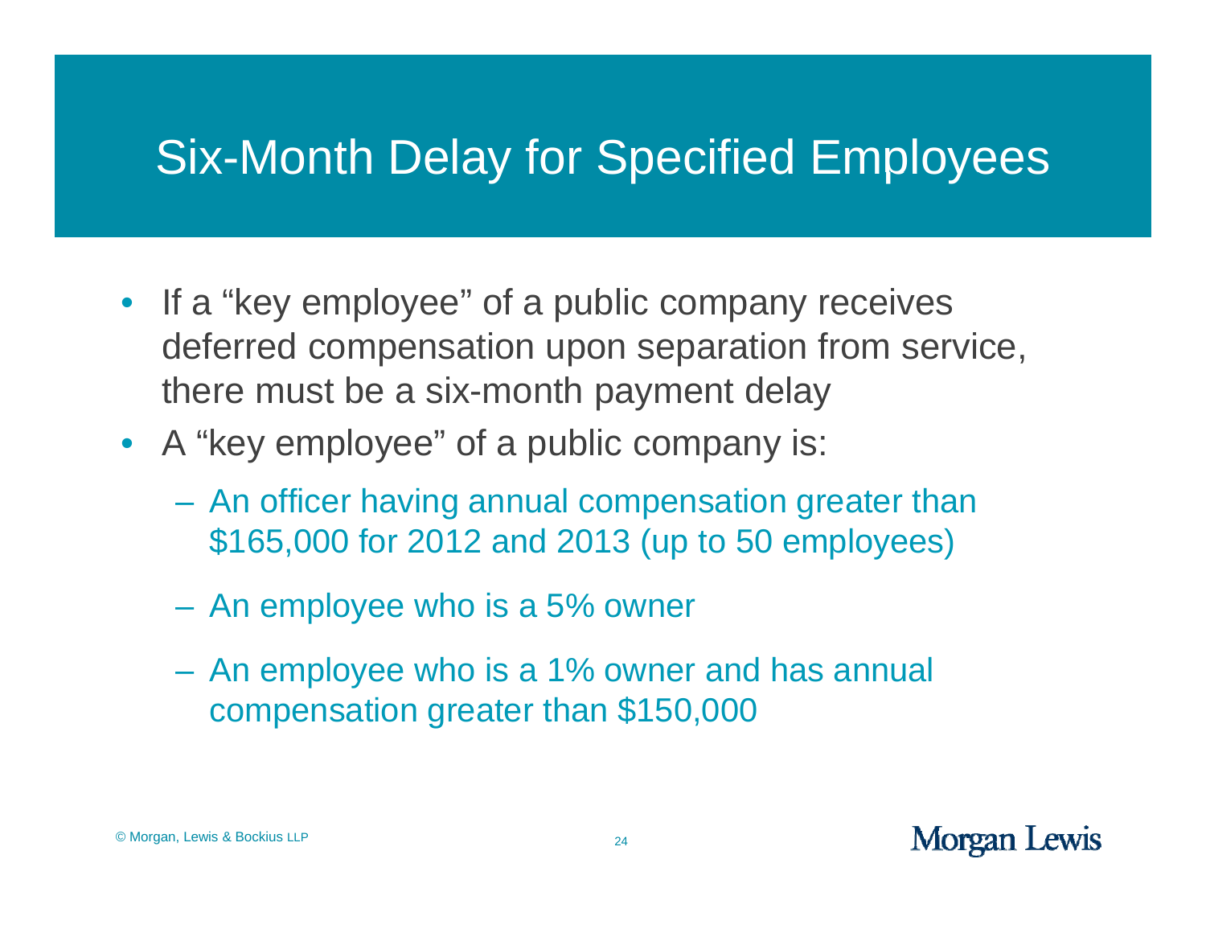# Six-Month Delay for Specified Employees

- If a "key employee" of a public company receives deferred compensation upon separation from service, there must be a six-month payment delay
- A "key employee" of a public company is:
  - An officer having annual compensation greater than $165,000 for 2012 and 2013 (up to 50 employees)
  - An employee who is a 5% owner
  - An employee who is a 1% owner and has annual compensation greater than $150,000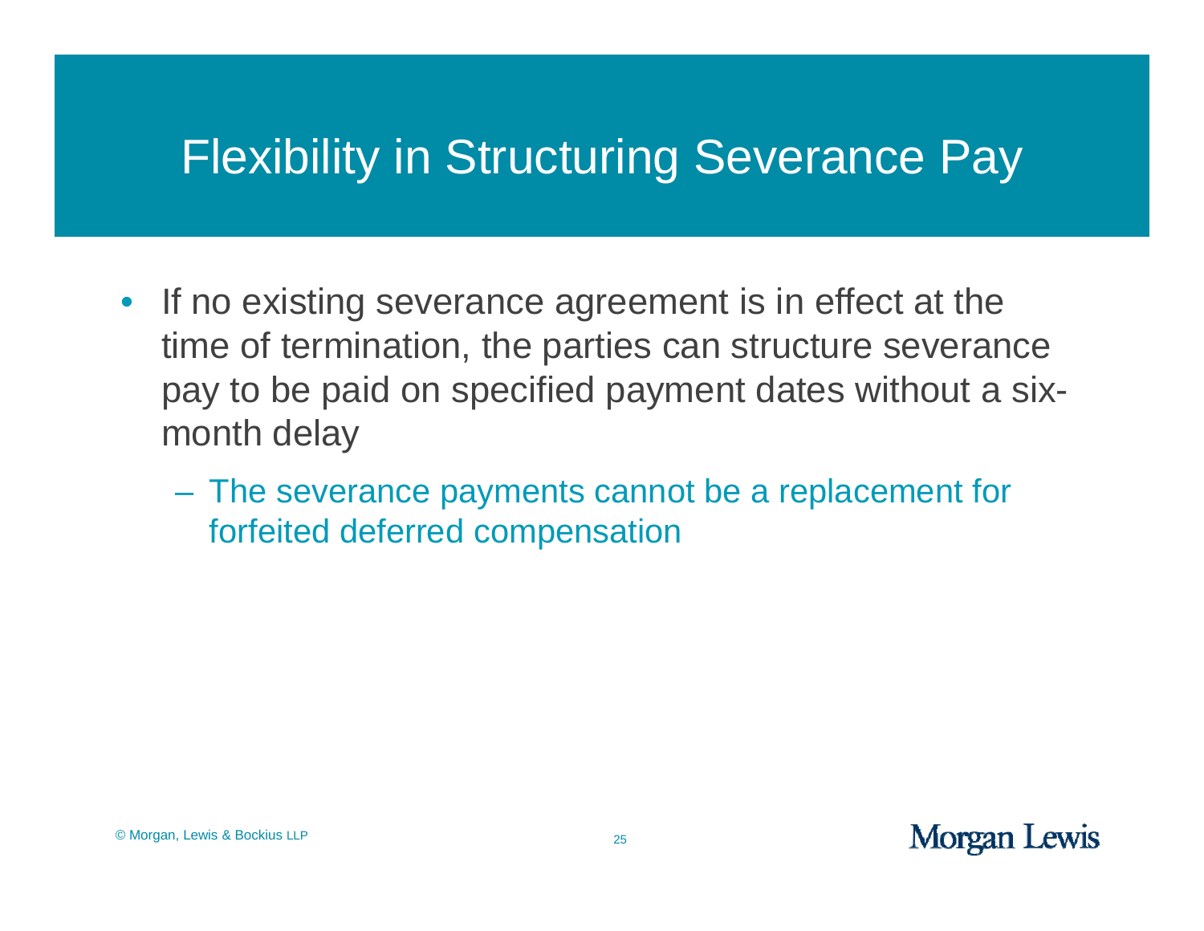# Flexibility in Structuring Severance Pay

- If no existing severance agreement is in effect at the time of termination, the parties can structure severance pay to be paid on specified payment dates without a six-month delay
  - The severance payments cannot be a replacement for forfeited deferred compensation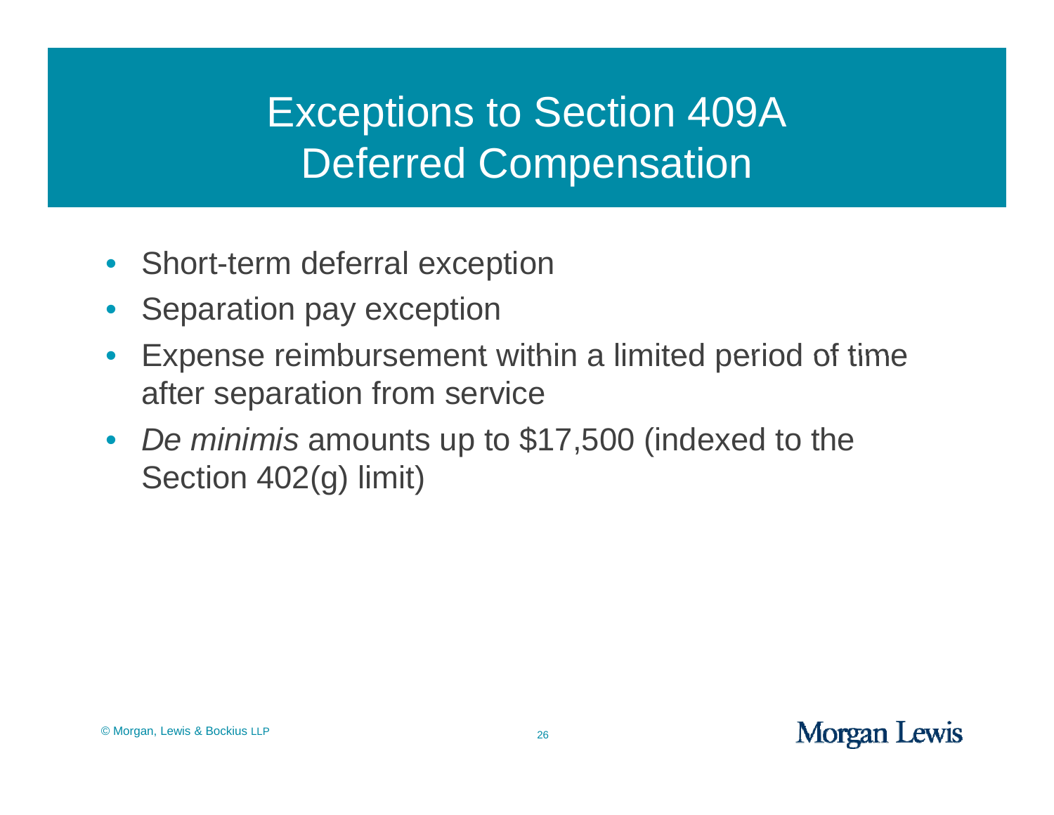# Exceptions to Section 409A Deferred Compensation

- Short-term deferral exception
- Separation pay exception
- Expense reimbursement within a limited period of time after separation from service
- *De minimis* amounts up to $17,500 (indexed to the Section 402(g) limit)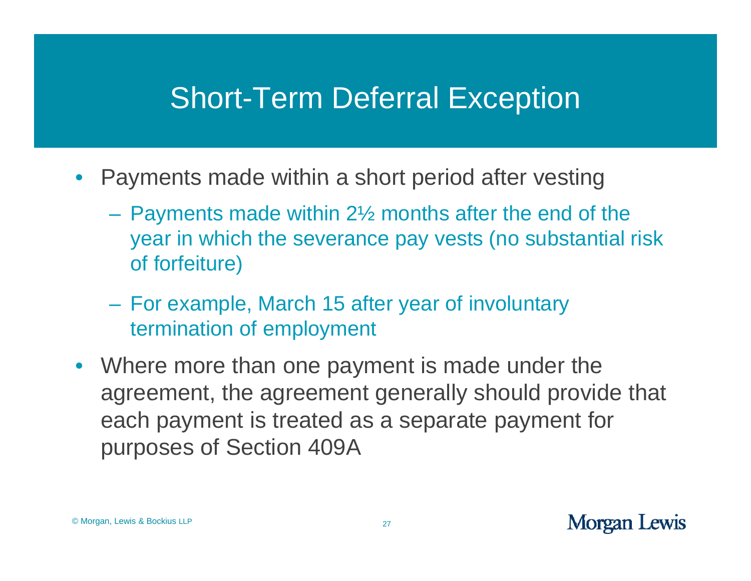# Short-Term Deferral Exception

- Payments made within a short period after vesting
  - Payments made within 2½ months after the end of the year in which the severance pay vests (no substantial risk of forfeiture)
  - For example, March 15 after year of involuntary termination of employment
- Where more than one payment is made under the agreement, the agreement generally should provide that each payment is treated as a separate payment for purposes of Section 409A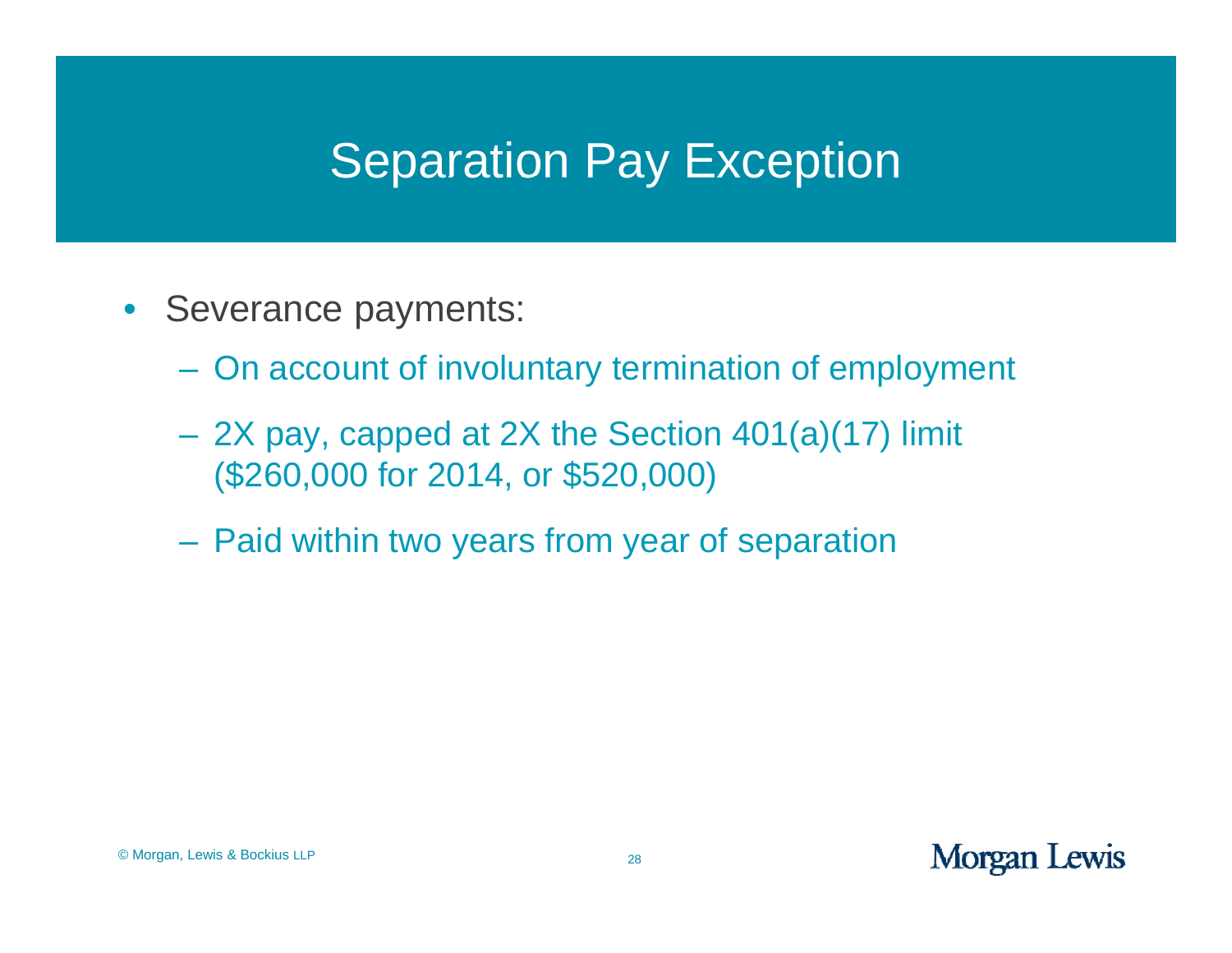# Separation Pay Exception

- Severance payments:
  - On account of involuntary termination of employment
  - 2X pay, capped at 2X the Section 401(a)(17) limit ($260,000 for 2014, or $520,000)
  - Paid within two years from year of separation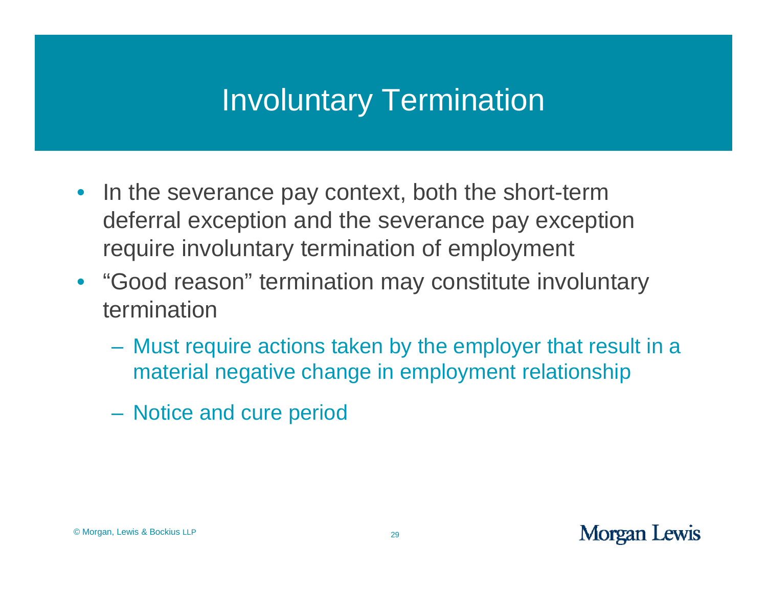# Involuntary Termination

- In the severance pay context, both the short-term deferral exception and the severance pay exception require involuntary termination of employment
- "Good reason" termination may constitute involuntary termination
  - Must require actions taken by the employer that result in a material negative change in employment relationship
  - Notice and cure period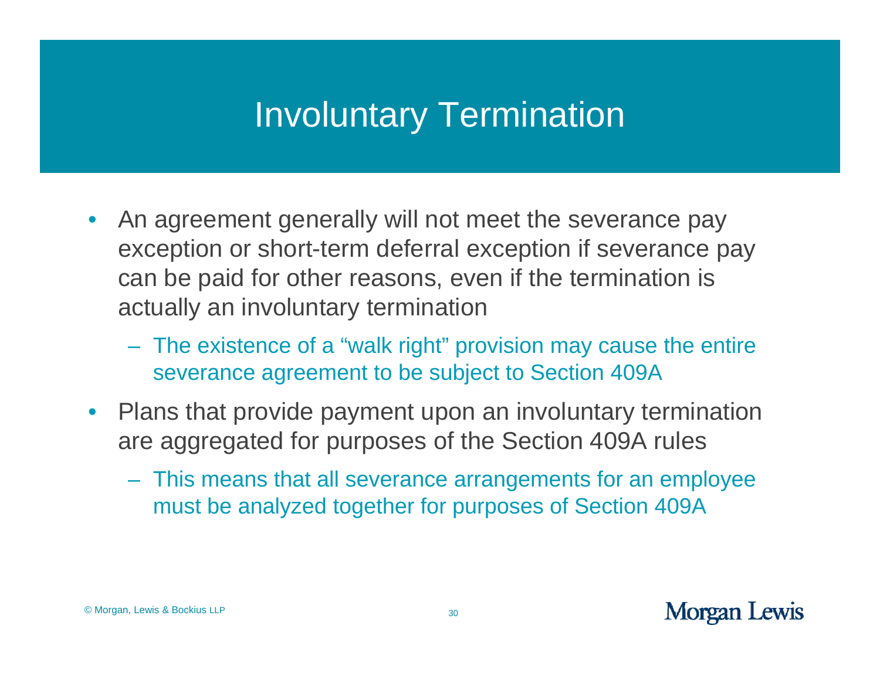# Involuntary Termination

- An agreement generally will not meet the severance pay exception or short-term deferral exception if severance pay can be paid for other reasons, even if the termination is actually an involuntary termination
  - The existence of a "walk right" provision may cause the entire severance agreement to be subject to Section 409A
- Plans that provide payment upon an involuntary termination are aggregated for purposes of the Section 409A rules
  - This means that all severance arrangements for an employee must be analyzed together for purposes of Section 409A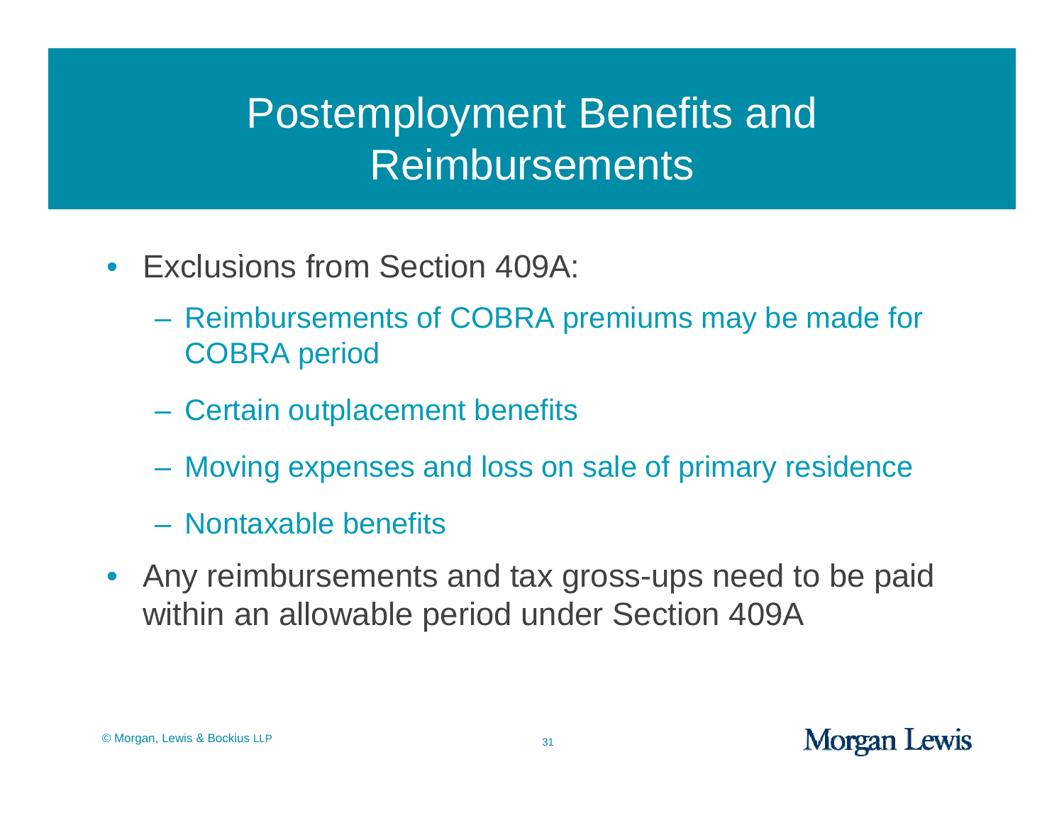# Postemployment Benefits and Reimbursements

- Exclusions from Section 409A:
  - Reimbursements of COBRA premiums may be made for COBRA period
  - Certain outplacement benefits
  - Moving expenses and loss on sale of primary residence
  - Nontaxable benefits
- Any reimbursements and tax gross-ups need to be paid within an allowable period under Section 409A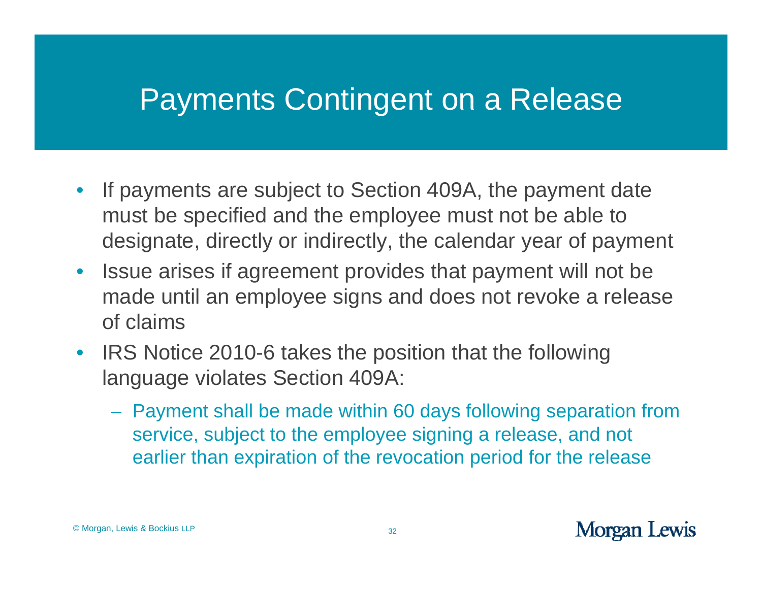# Payments Contingent on a Release

- If payments are subject to Section 409A, the payment date must be specified and the employee must not be able to designate, directly or indirectly, the calendar year of payment
- Issue arises if agreement provides that payment will not be made until an employee signs and does not revoke a release of claims
- IRS Notice 2010-6 takes the position that the following language violates Section 409A:
  - Payment shall be made within 60 days following separation from service, subject to the employee signing a release, and not earlier than expiration of the revocation period for the release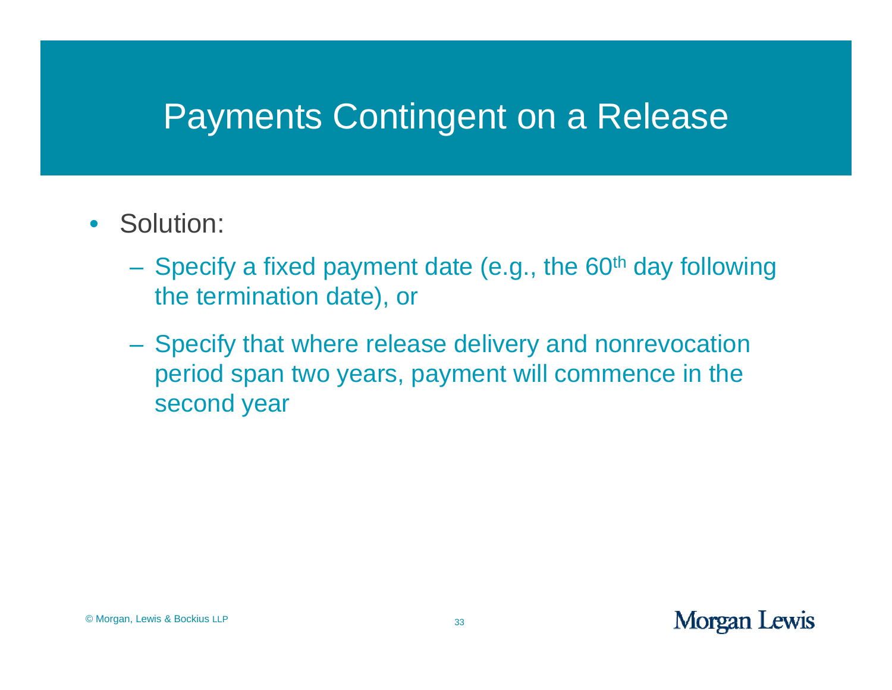# Payments Contingent on a Release

- Solution:
  - Specify a fixed payment date (e.g., the 60th day following the termination date), or
  - Specify that where release delivery and nonrevocation period span two years, payment will commence in the second year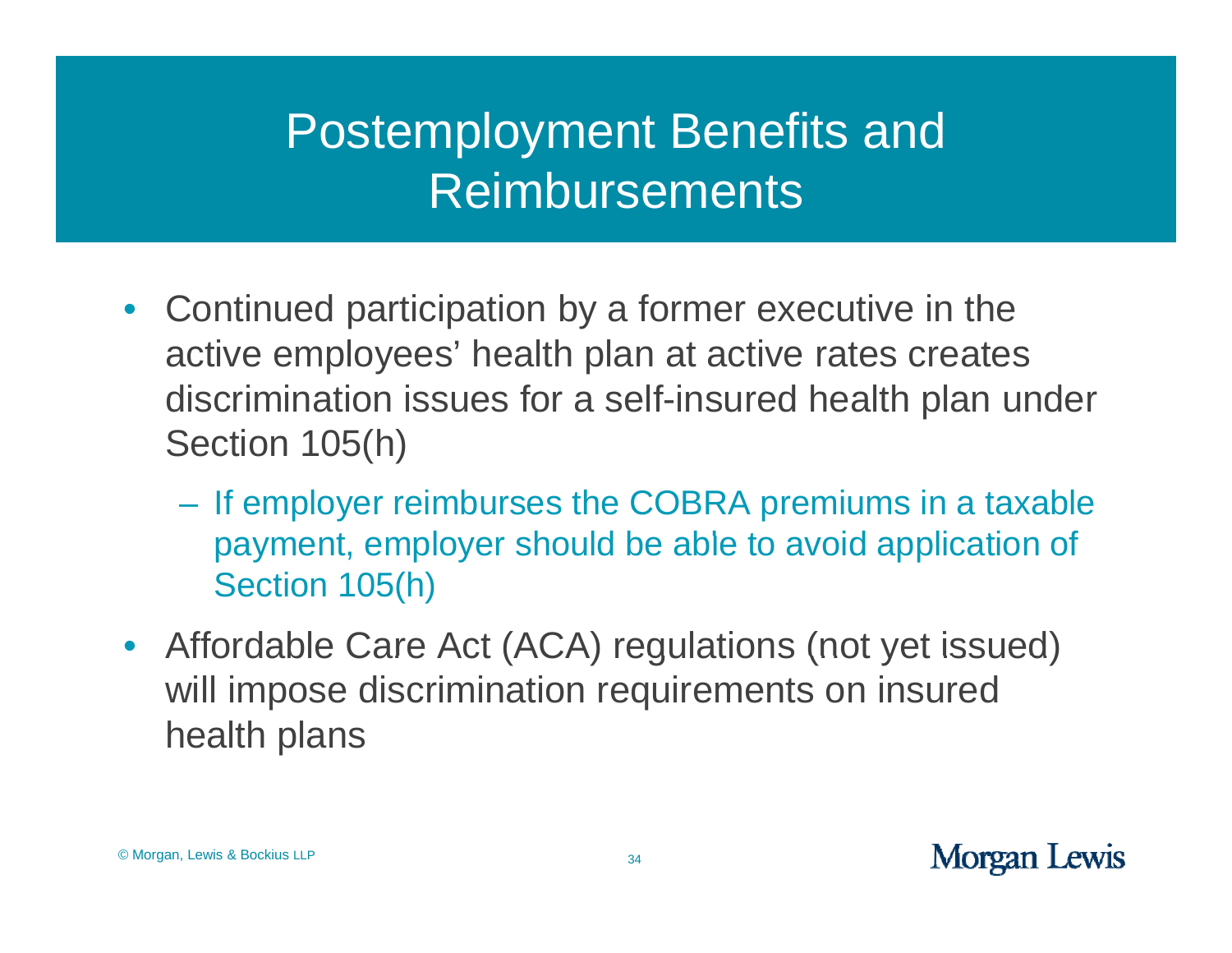# Postemployment Benefits and Reimbursements

- Continued participation by a former executive in the active employees' health plan at active rates creates discrimination issues for a self-insured health plan under Section 105(h)
  - If employer reimburses the COBRA premiums in a taxable payment, employer should be able to avoid application of Section 105(h)
- Affordable Care Act (ACA) regulations (not yet issued) will impose discrimination requirements on insured health plans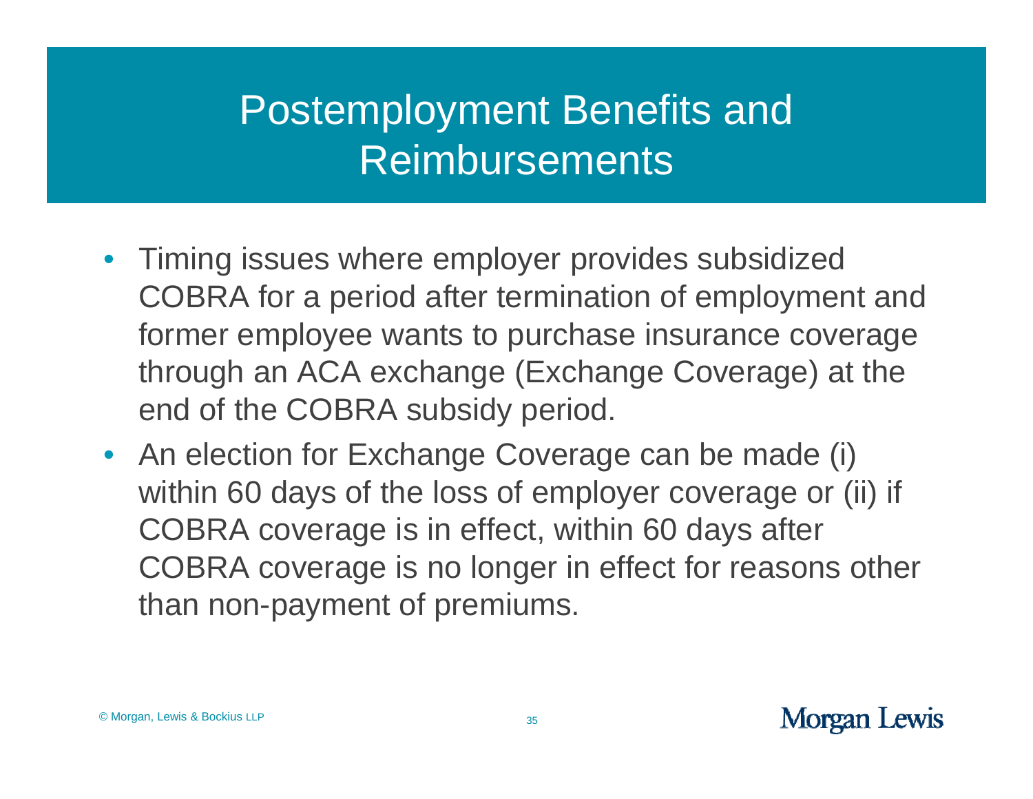# Postemployment Benefits and Reimbursements

- Timing issues where employer provides subsidized COBRA for a period after termination of employment and former employee wants to purchase insurance coverage through an ACA exchange (Exchange Coverage) at the end of the COBRA subsidy period.
- An election for Exchange Coverage can be made (i) within 60 days of the loss of employer coverage or (ii) if COBRA coverage is in effect, within 60 days after COBRA coverage is no longer in effect for reasons other than non-payment of premiums.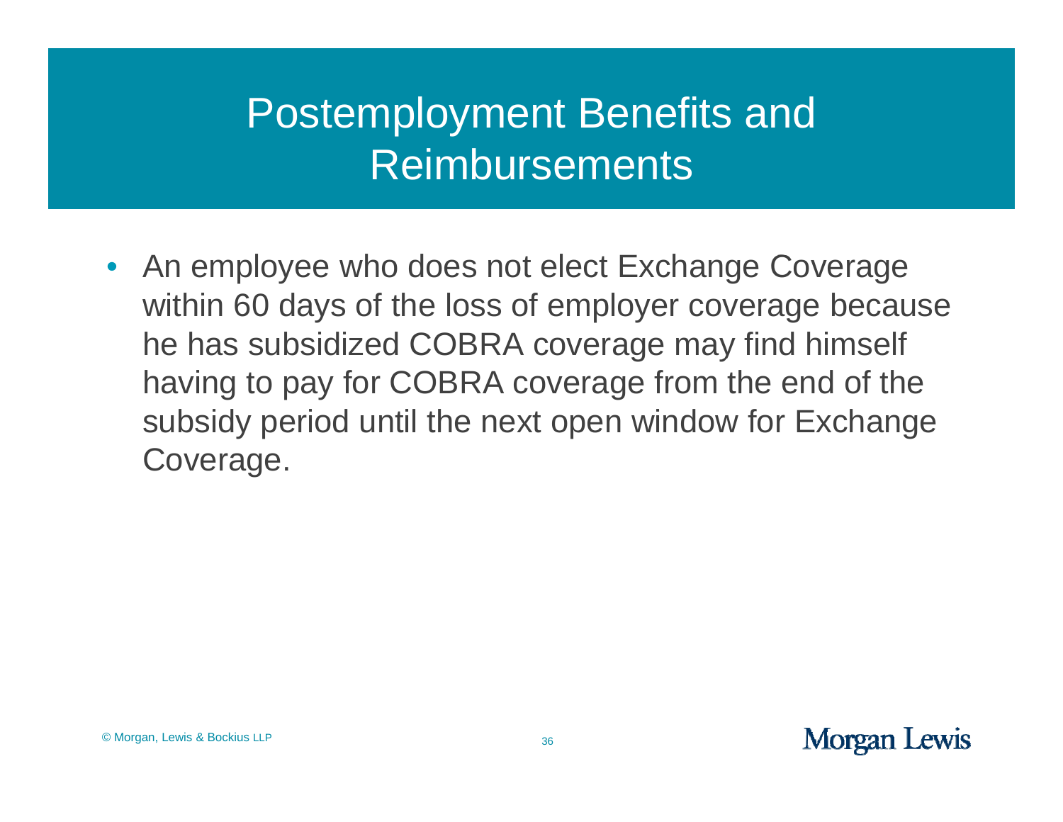# Postemployment Benefits and Reimbursements

- An employee who does not elect Exchange Coverage within 60 days of the loss of employer coverage because he has subsidized COBRA coverage may find himself having to pay for COBRA coverage from the end of the subsidy period until the next open window for Exchange Coverage.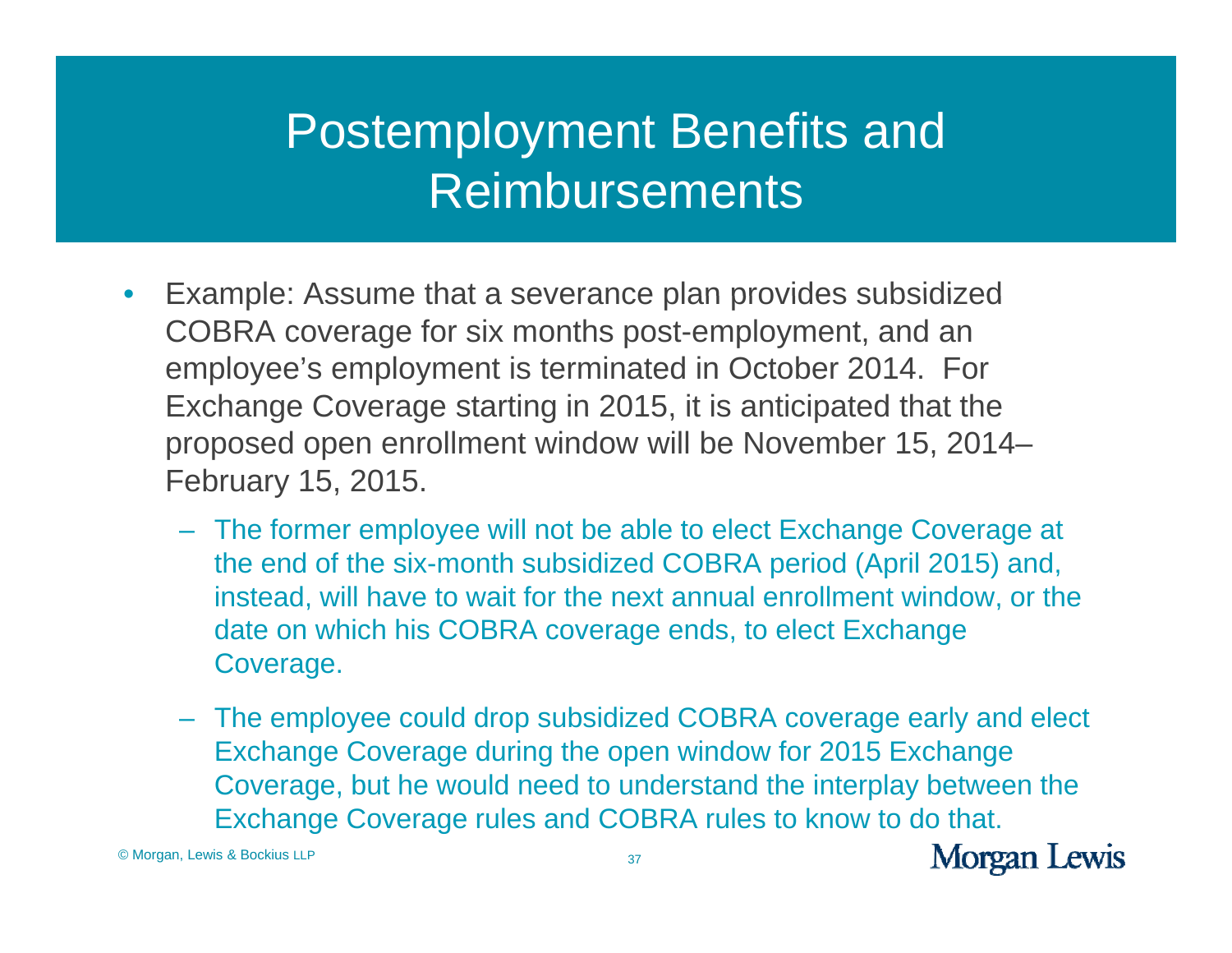# Postemployment Benefits and Reimbursements

- Example: Assume that a severance plan provides subsidized COBRA coverage for six months post-employment, and an employee's employment is terminated in October 2014. For Exchange Coverage starting in 2015, it is anticipated that the proposed open enrollment window will be November 15, 2014–February 15, 2015.
  - The former employee will not be able to elect Exchange Coverage at the end of the six-month subsidized COBRA period (April 2015) and, instead, will have to wait for the next annual enrollment window, or the date on which his COBRA coverage ends, to elect Exchange Coverage.
  - The employee could drop subsidized COBRA coverage early and elect Exchange Coverage during the open window for 2015 Exchange Coverage, but he would need to understand the interplay between the Exchange Coverage rules and COBRA rules to know to do that.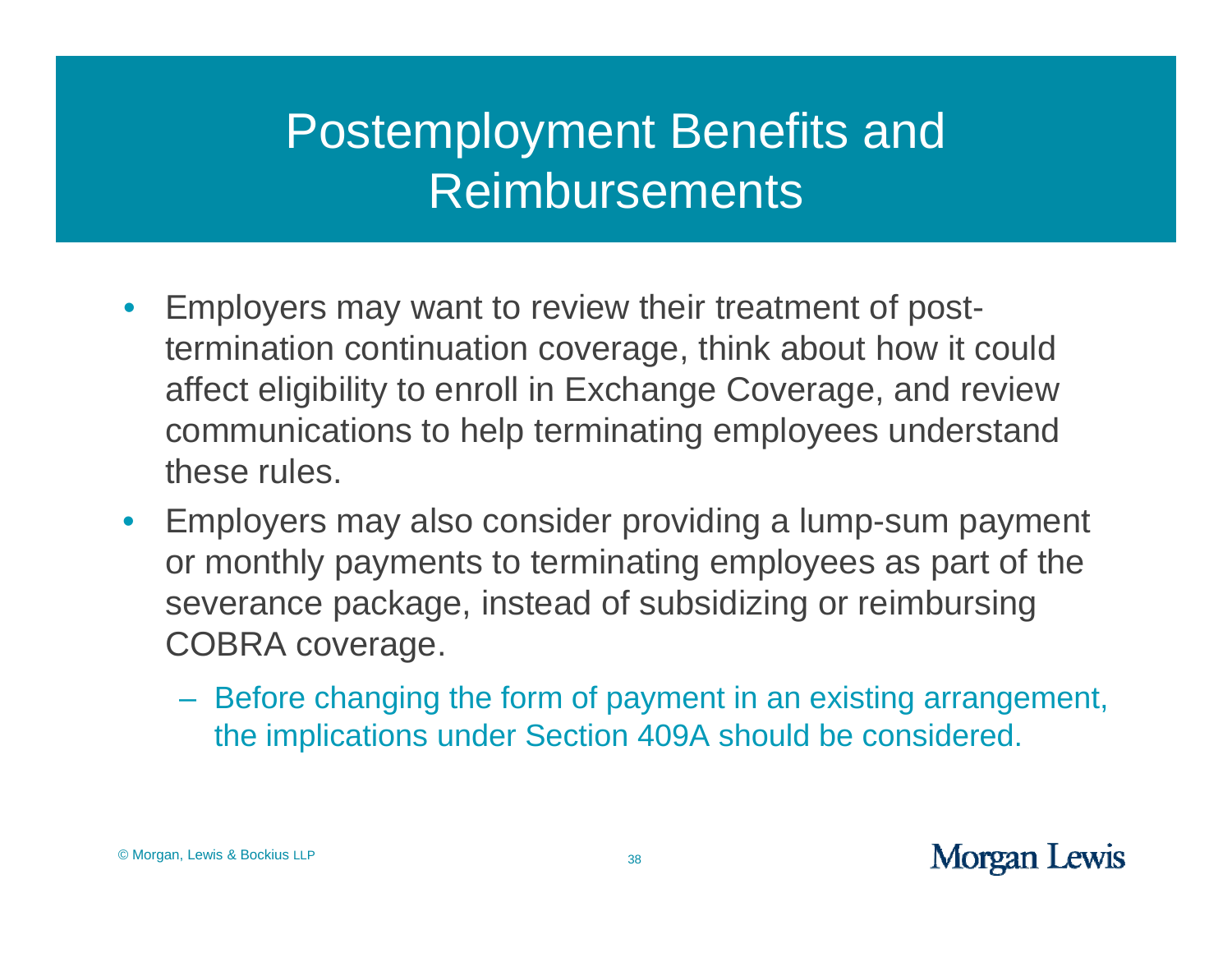# Postemployment Benefits and Reimbursements

- Employers may want to review their treatment of post-termination continuation coverage, think about how it could affect eligibility to enroll in Exchange Coverage, and review communications to help terminating employees understand these rules.
- Employers may also consider providing a lump-sum payment or monthly payments to terminating employees as part of the severance package, instead of subsidizing or reimbursing COBRA coverage.
  - Before changing the form of payment in an existing arrangement, the implications under Section 409A should be considered.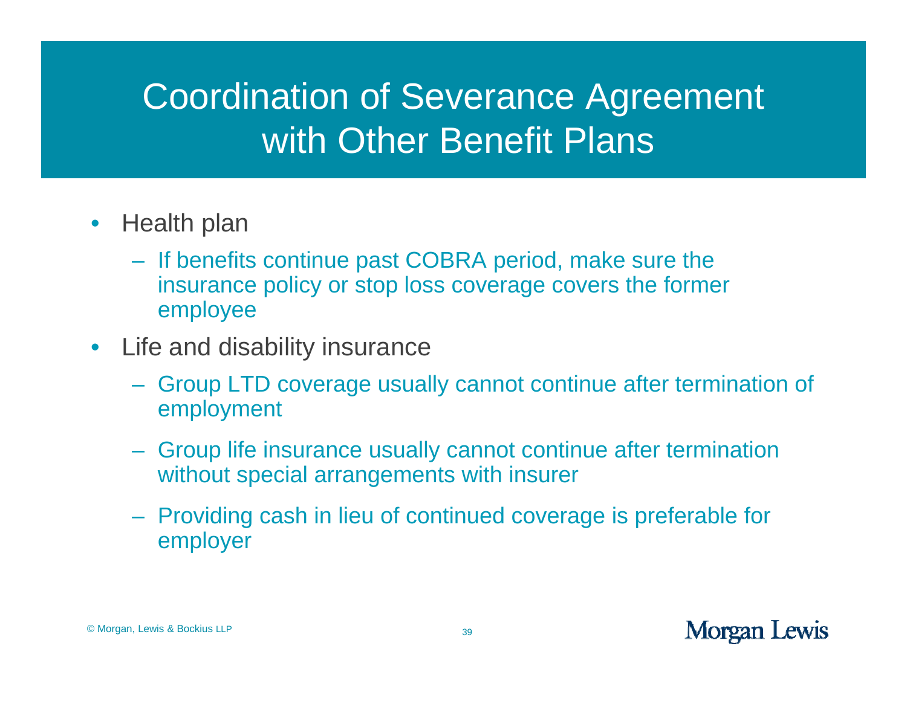# Coordination of Severance Agreement with Other Benefit Plans

- Health plan
  - If benefits continue past COBRA period, make sure the insurance policy or stop loss coverage covers the former employee
- Life and disability insurance
  - Group LTD coverage usually cannot continue after termination of employment
  - Group life insurance usually cannot continue after termination without special arrangements with insurer
  - Providing cash in lieu of continued coverage is preferable for employer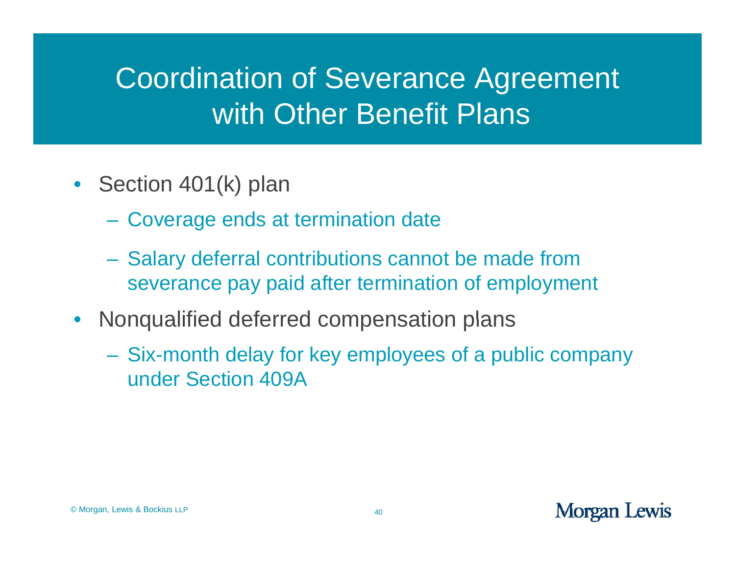# Coordination of Severance Agreement with Other Benefit Plans

- Section 401(k) plan
  - Coverage ends at termination date
  - Salary deferral contributions cannot be made from severance pay paid after termination of employment
- Nonqualified deferred compensation plans
  - Six-month delay for key employees of a public company under Section 409A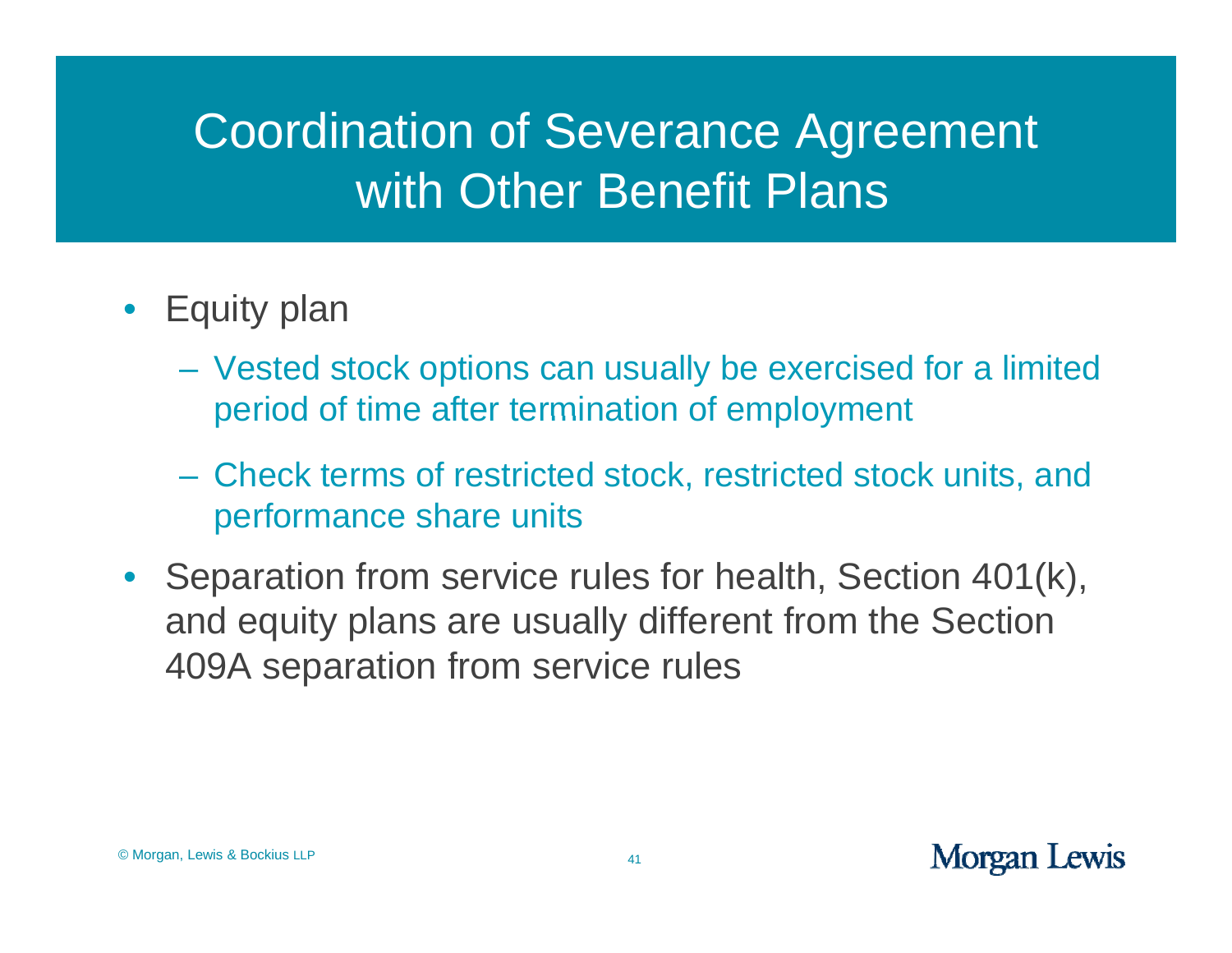# Coordination of Severance Agreement with Other Benefit Plans

- Equity plan
  - Vested stock options can usually be exercised for a limited period of time after termination of employment
  - Check terms of restricted stock, restricted stock units, and performance share units
- Separation from service rules for health, Section 401(k), and equity plans are usually different from the Section 409A separation from service rules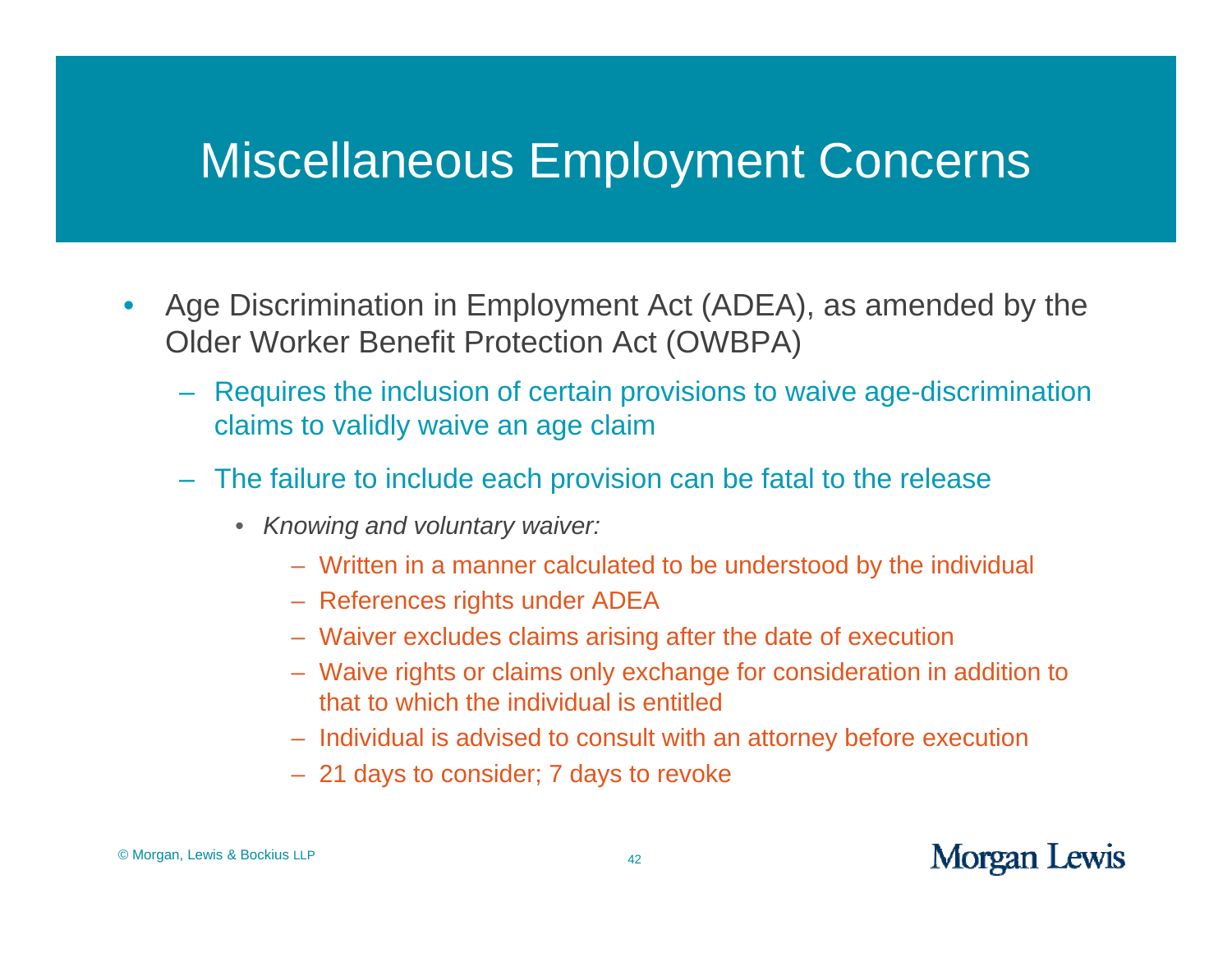# Miscellaneous Employment Concerns

- Age Discrimination in Employment Act (ADEA), as amended by the Older Worker Benefit Protection Act (OWBPA)
  - Requires the inclusion of certain provisions to waive age-discrimination claims to validly waive an age claim
  - The failure to include each provision can be fatal to the release
    - *Knowing and voluntary waiver:*
      - Written in a manner calculated to be understood by the individual
      - References rights under ADEA
      - Waiver excludes claims arising after the date of execution
      - Waive rights or claims only exchange for consideration in addition to that to which the individual is entitled
      - Individual is advised to consult with an attorney before execution
      - 21 days to consider; 7 days to revoke

© Morgan, Lewis & Bockius LLP

Morgan Lewis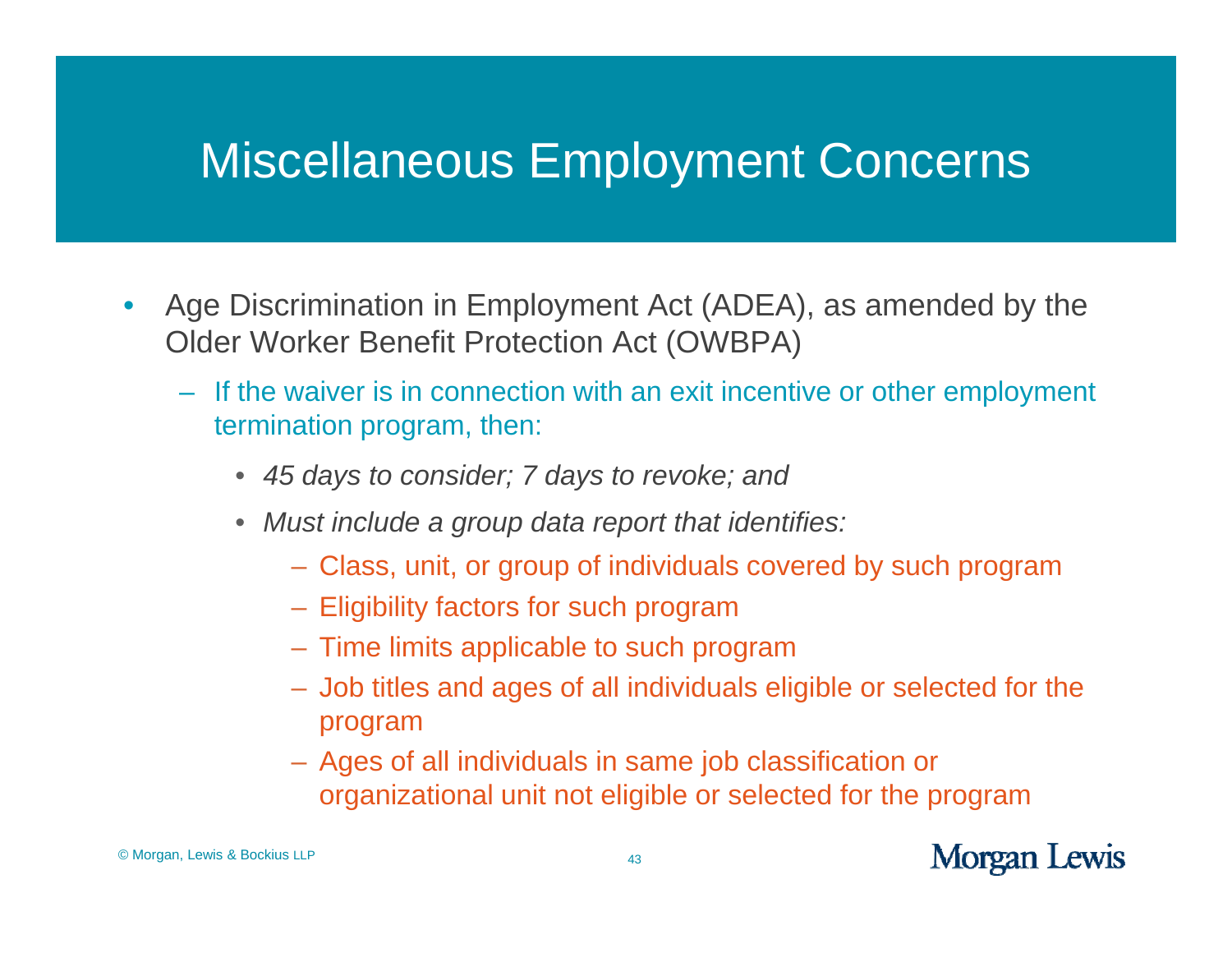# Miscellaneous Employment Concerns

- Age Discrimination in Employment Act (ADEA), as amended by the Older Worker Benefit Protection Act (OWBPA)
  - If the waiver is in connection with an exit incentive or other employment termination program, then:
    - *45 days to consider; 7 days to revoke; and*
    - *Must include a group data report that identifies:*
      - Class, unit, or group of individuals covered by such program
      - Eligibility factors for such program
      - Time limits applicable to such program
      - Job titles and ages of all individuals eligible or selected for the program
      - Ages of all individuals in same job classification or organizational unit not eligible or selected for the program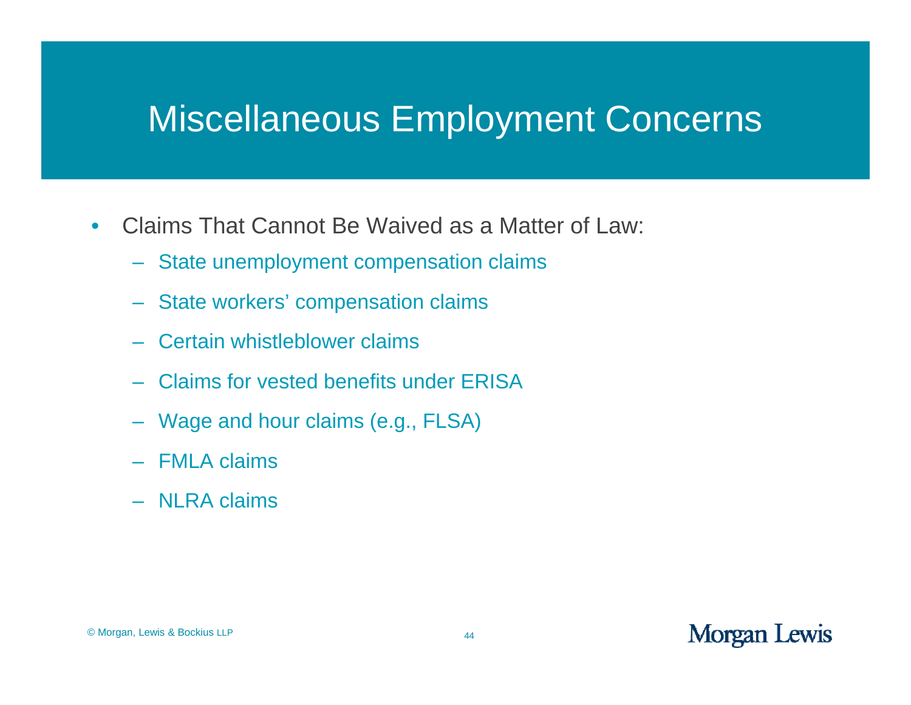# Miscellaneous Employment Concerns

- Claims That Cannot Be Waived as a Matter of Law:
  - State unemployment compensation claims
  - State workers' compensation claims
  - Certain whistleblower claims
  - Claims for vested benefits under ERISA
  - Wage and hour claims (e.g., FLSA)
  - FMLA claims
  - NLRA claims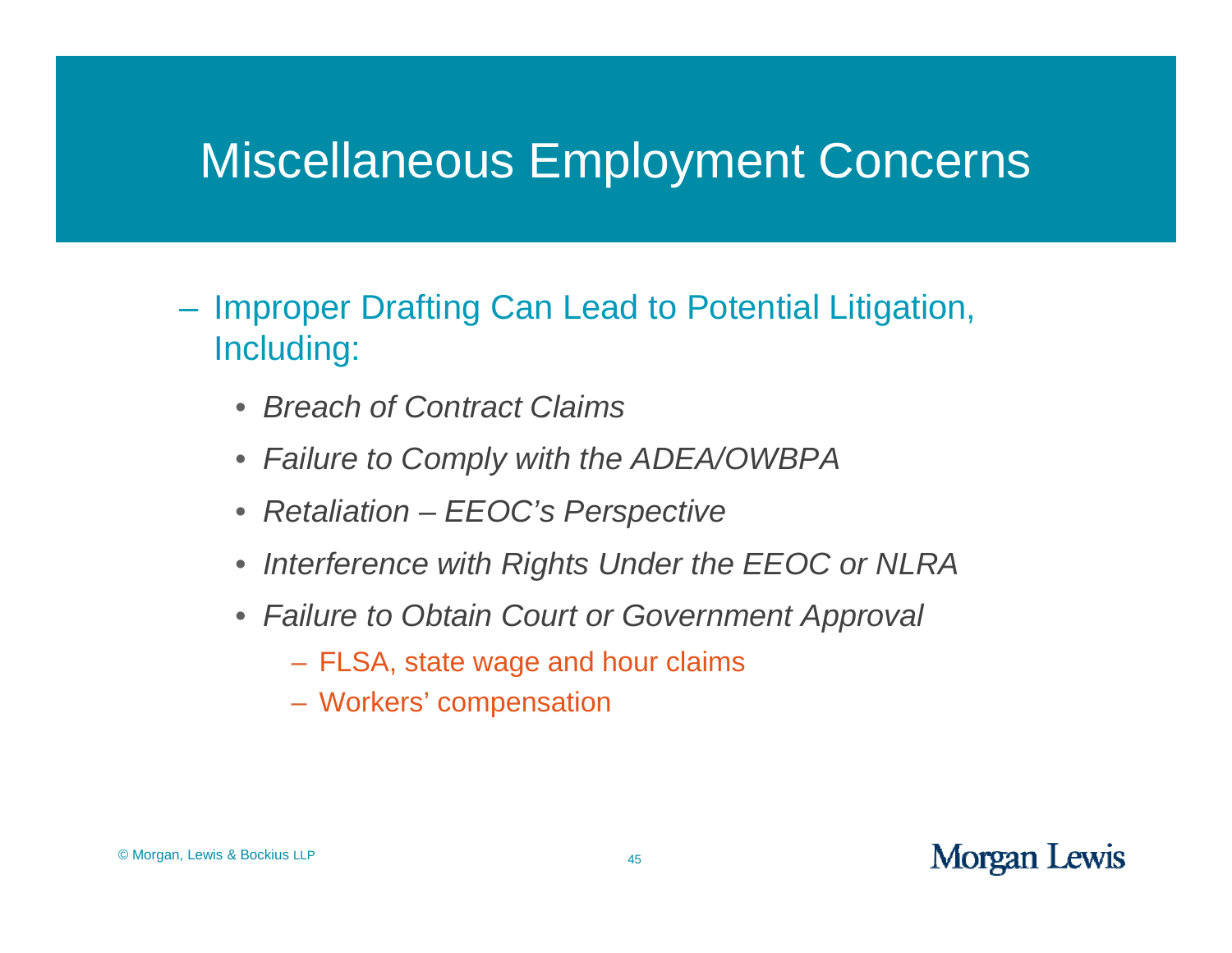# Miscellaneous Employment Concerns

- Improper Drafting Can Lead to Potential Litigation, Including:
  - *Breach of Contract Claims*
  - *Failure to Comply with the ADEA/OWBPA*
  - *Retaliation – EEOC's Perspective*
  - *Interference with Rights Under the EEOC or NLRA*
  - *Failure to Obtain Court or Government Approval*
    - FLSA, state wage and hour claims
    - Workers' compensation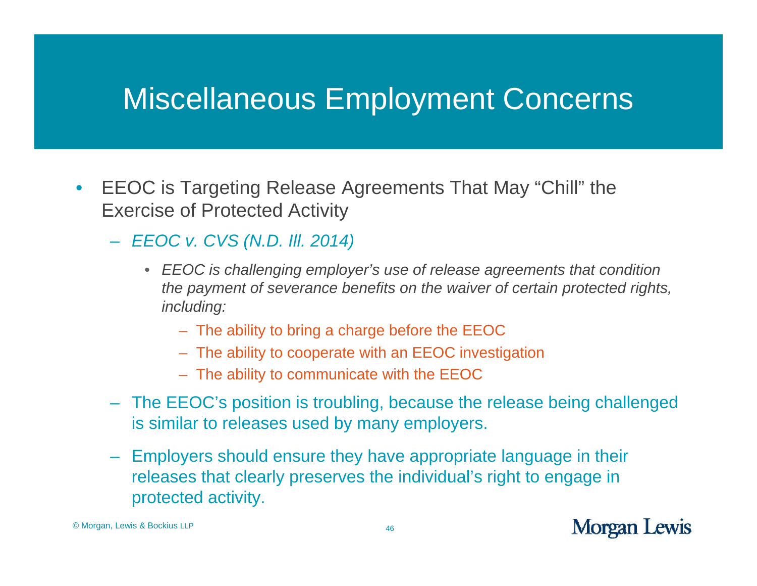# Miscellaneous Employment Concerns

- EEOC is Targeting Release Agreements That May "Chill" the Exercise of Protected Activity
  - *EEOC v. CVS (N.D. Ill. 2014)*
    - *EEOC is challenging employer's use of release agreements that condition the payment of severance benefits on the waiver of certain protected rights, including:*
      - The ability to bring a charge before the EEOC
      - The ability to cooperate with an EEOC investigation
      - The ability to communicate with the EEOC
  - The EEOC's position is troubling, because the release being challenged is similar to releases used by many employers.
  - Employers should ensure they have appropriate language in their releases that clearly preserves the individual's right to engage in protected activity.

© Morgan, Lewis & Bockius LLP

Morgan Lewis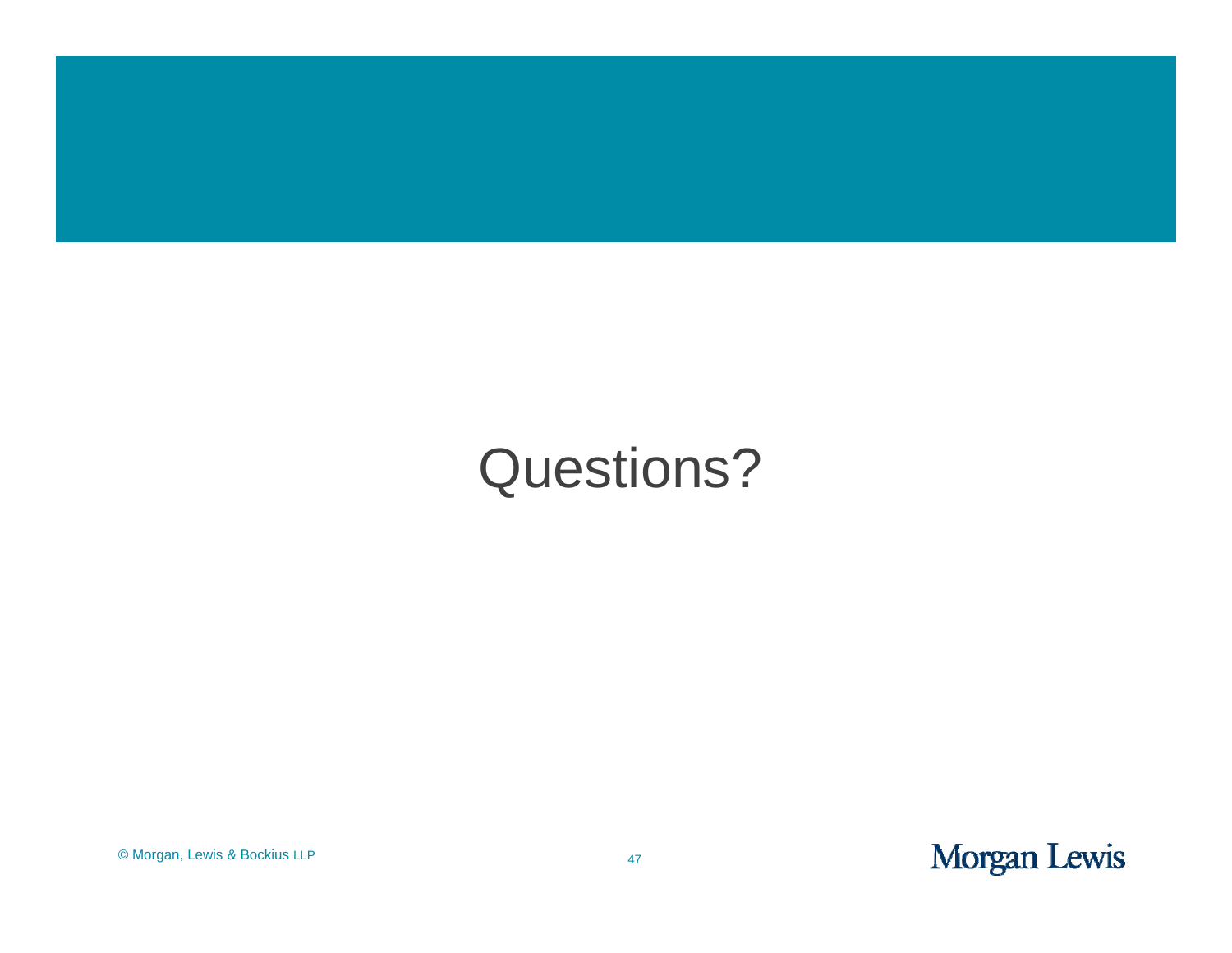# Questions?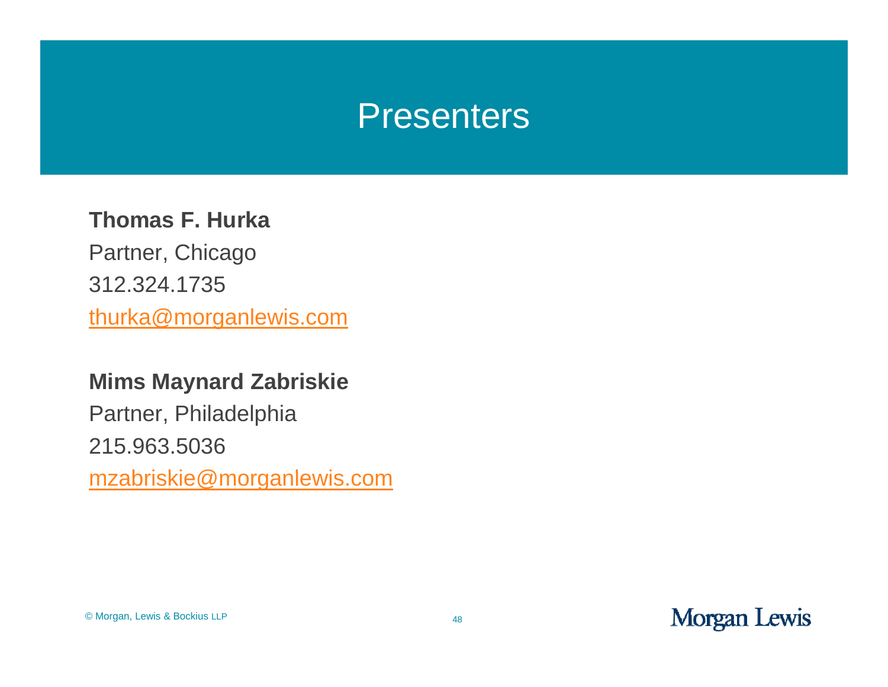# Presenters

**Thomas F. Hurka**
Partner, Chicago
312.324.1735
thurka@morganlewis.com

**Mims Maynard Zabriskie**
Partner, Philadelphia
215.963.5036
mzabriskie@morganlewis.com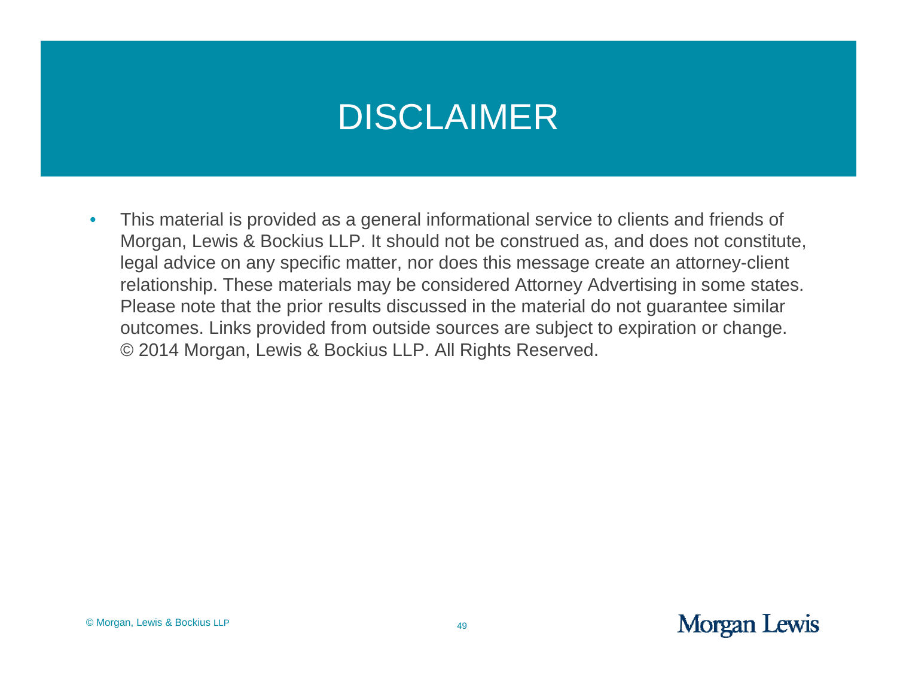# DISCLAIMER

- This material is provided as a general informational service to clients and friends of Morgan, Lewis & Bockius LLP. It should not be construed as, and does not constitute, legal advice on any specific matter, nor does this message create an attorney-client relationship. These materials may be considered Attorney Advertising in some states. Please note that the prior results discussed in the material do not guarantee similar outcomes. Links provided from outside sources are subject to expiration or change. © 2014 Morgan, Lewis & Bockius LLP. All Rights Reserved.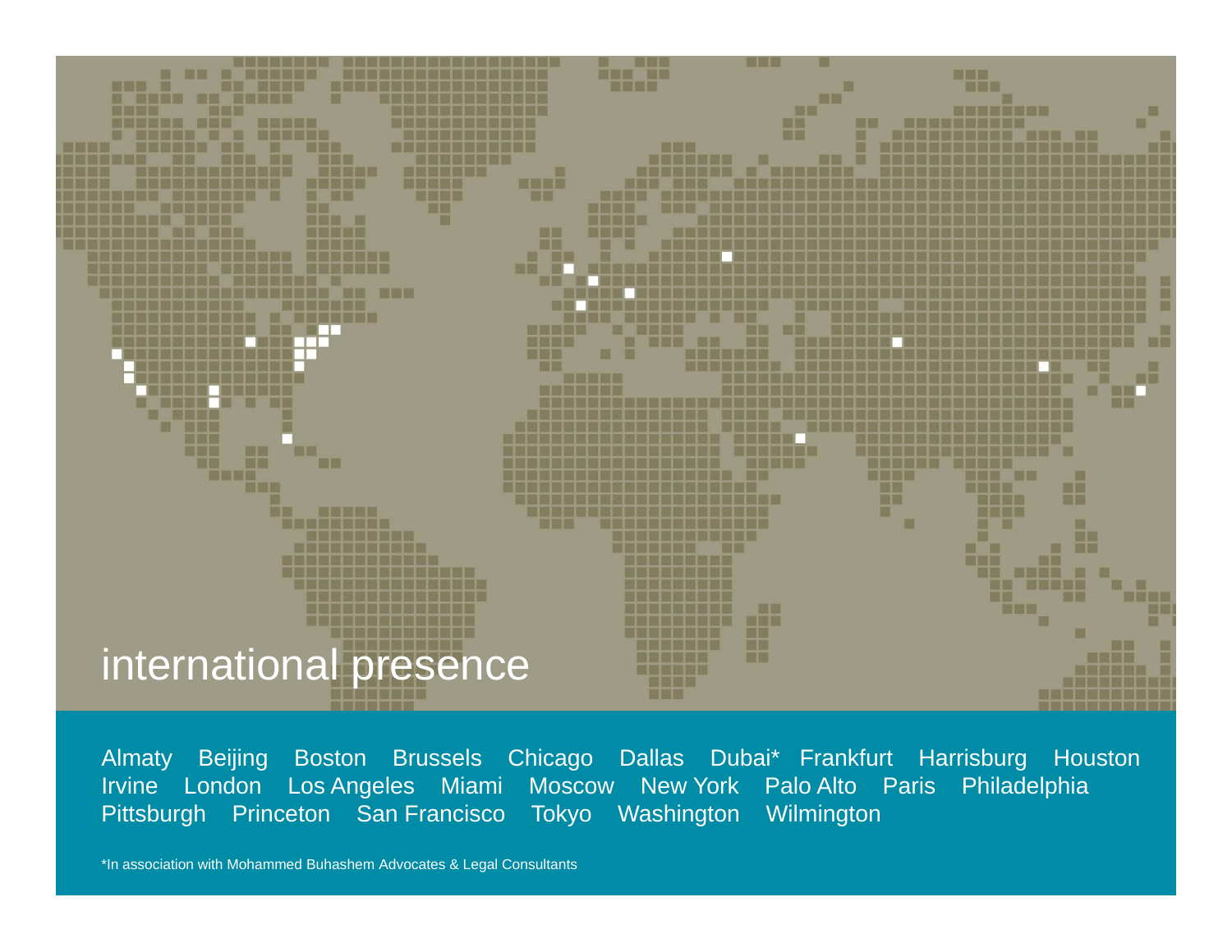# international presence

Almaty Beijing Boston Brussels Chicago Dallas Dubai* Frankfurt Harrisburg Houston
Irvine London Los Angeles Miami Moscow New York Palo Alto Paris Philadelphia
Pittsburgh Princeton San Francisco Tokyo Washington Wilmington

*In association with Mohammed Buhashem Advocates & Legal Consultants